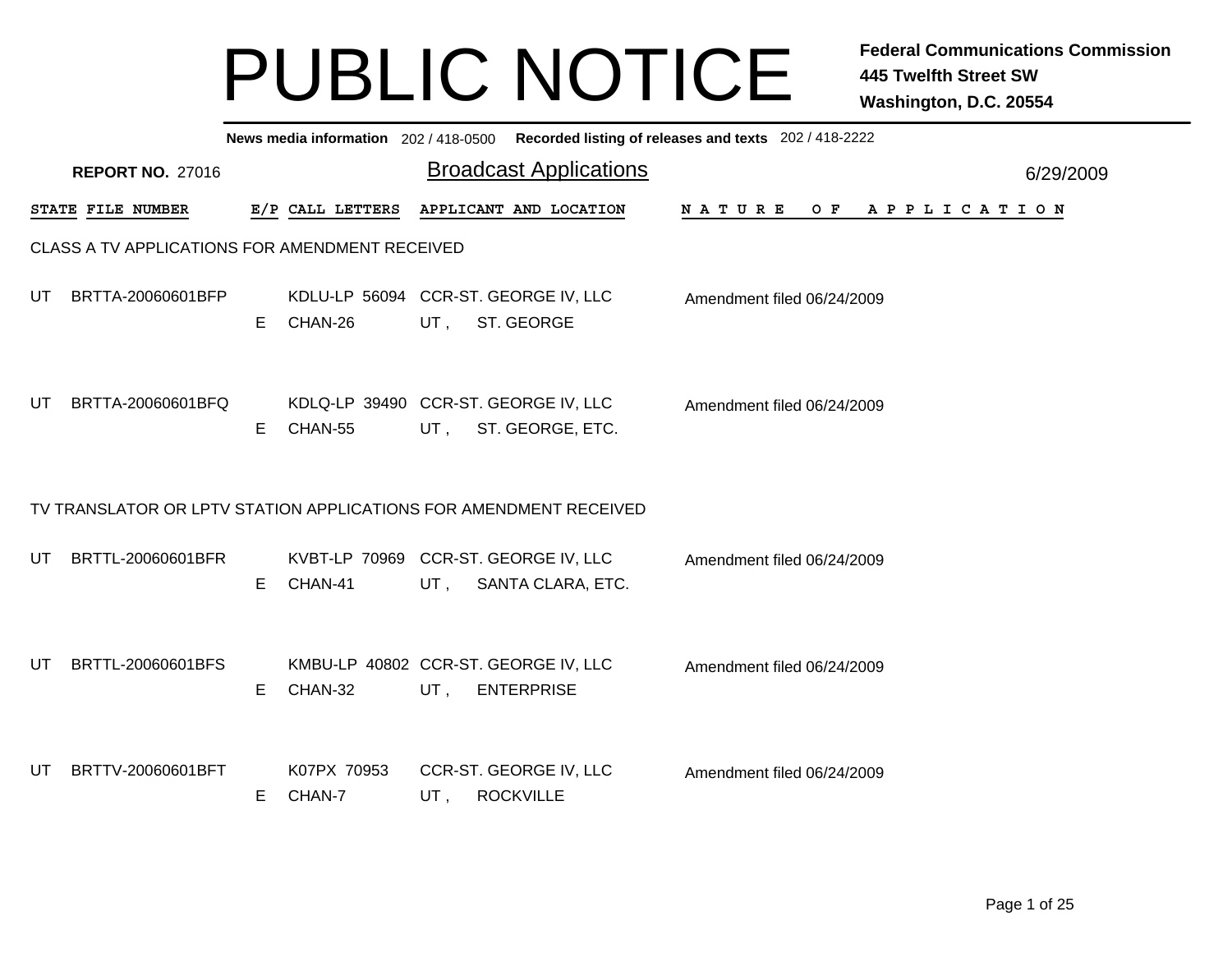# PUBLIC NOTICE

**Federal Communications Commission**
**445 Twelfth Street SW**
**Washington, D.C. 20554**

**News media information** 202 / 418-0500 **Recorded listing of releases and texts** 202 / 418-2222

**REPORT NO.** 27016

## Broadcast Applications

6/29/2009

| STATE | FILE NUMBER | E/P | CALL LETTERS | APPLICANT AND LOCATION | NATURE OF APPLICATION |
|---|---|---|---|---|---|

### CLASS A TV APPLICATIONS FOR AMENDMENT RECEIVED

| STATE | FILE NUMBER | E/P | CALL LETTERS | APPLICANT AND LOCATION | NATURE OF APPLICATION |
|---|---|---|---|---|---|
| UT | BRTTA-20060601BFP | E | KDLU-LP 56094 CHAN-26 | CCR-ST. GEORGE IV, LLC UT , ST. GEORGE | Amendment filed 06/24/2009 |
| UT | BRTTA-20060601BFQ | E | KDLQ-LP 39490 CHAN-55 | CCR-ST. GEORGE IV, LLC UT , ST. GEORGE, ETC. | Amendment filed 06/24/2009 |

### TV TRANSLATOR OR LPTV STATION APPLICATIONS FOR AMENDMENT RECEIVED

| STATE | FILE NUMBER | E/P | CALL LETTERS | APPLICANT AND LOCATION | NATURE OF APPLICATION |
|---|---|---|---|---|---|
| UT | BRTTL-20060601BFR | E | KVBT-LP 70969 CHAN-41 | CCR-ST. GEORGE IV, LLC UT , SANTA CLARA, ETC. | Amendment filed 06/24/2009 |
| UT | BRTTL-20060601BFS | E | KMBU-LP 40802 CHAN-32 | CCR-ST. GEORGE IV, LLC UT , ENTERPRISE | Amendment filed 06/24/2009 |
| UT | BRTTV-20060601BFT | E | K07PX 70953 CHAN-7 | CCR-ST. GEORGE IV, LLC UT , ROCKVILLE | Amendment filed 06/24/2009 |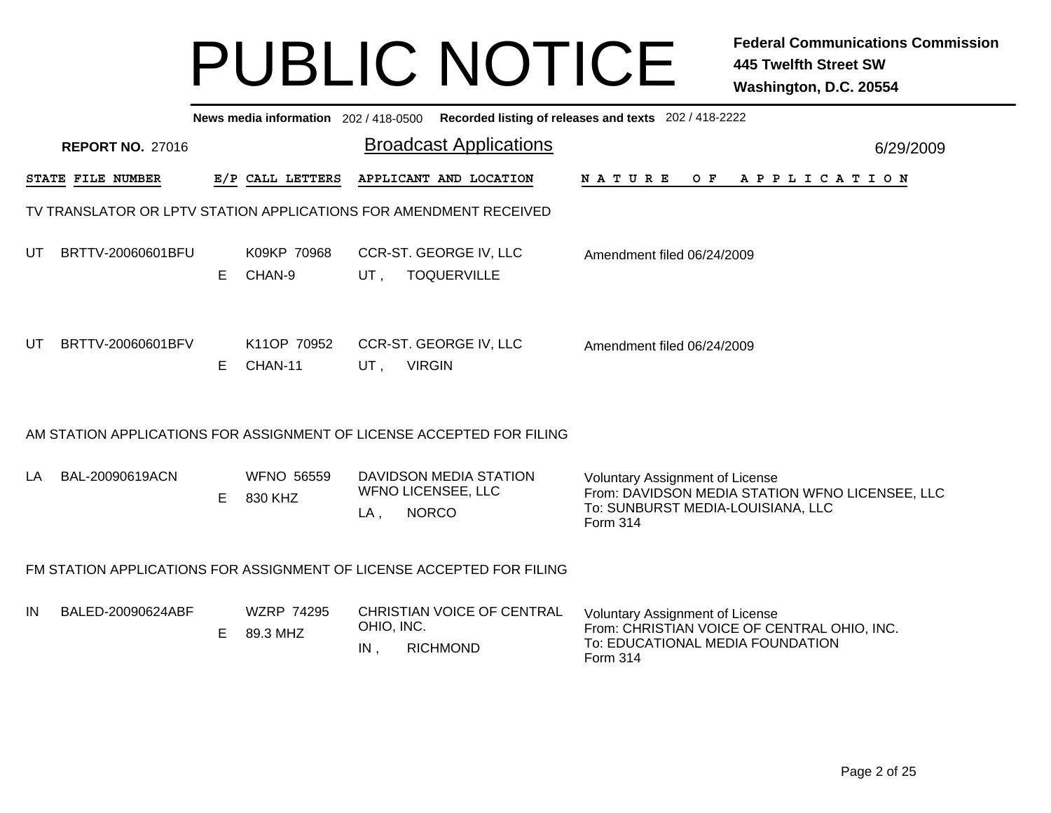# PUBLIC NOTICE

**Federal Communications Commission**
**445 Twelfth Street SW**
**Washington, D.C. 20554**

**News media information** 202 / 418-0500 **Recorded listing of releases and texts** 202 / 418-2222

**REPORT NO.** 27016

## Broadcast Applications

6/29/2009

| STATE | FILE NUMBER | E/P | CALL LETTERS | APPLICANT AND LOCATION | NATURE OF APPLICATION |
|---|---|---|---|---|---|
| | | | | | |

### TV TRANSLATOR OR LPTV STATION APPLICATIONS FOR AMENDMENT RECEIVED

| STATE | FILE NUMBER | E/P | CALL LETTERS | APPLICANT AND LOCATION | NATURE OF APPLICATION |
|---|---|---|---|---|---|
| UT | BRTTV-20060601BFU | E | K09KP 70968 CHAN-9 | CCR-ST. GEORGE IV, LLC UT , TOQUERVILLE | Amendment filed 06/24/2009 |
| UT | BRTTV-20060601BFV | E | K11OP 70952 CHAN-11 | CCR-ST. GEORGE IV, LLC UT , VIRGIN | Amendment filed 06/24/2009 |

### AM STATION APPLICATIONS FOR ASSIGNMENT OF LICENSE ACCEPTED FOR FILING

| STATE | FILE NUMBER | E/P | CALL LETTERS | APPLICANT AND LOCATION | NATURE OF APPLICATION |
|---|---|---|---|---|---|
| LA | BAL-20090619ACN | E | WFNO 56559 830 KHZ | DAVIDSON MEDIA STATION WFNO LICENSEE, LLC LA , NORCO | Voluntary Assignment of License From: DAVIDSON MEDIA STATION WFNO LICENSEE, LLC To: SUNBURST MEDIA-LOUISIANA, LLC Form 314 |

### FM STATION APPLICATIONS FOR ASSIGNMENT OF LICENSE ACCEPTED FOR FILING

| STATE | FILE NUMBER | E/P | CALL LETTERS | APPLICANT AND LOCATION | NATURE OF APPLICATION |
|---|---|---|---|---|---|
| IN | BALED-20090624ABF | E | WZRP 74295 89.3 MHZ | CHRISTIAN VOICE OF CENTRAL OHIO, INC. IN , RICHMOND | Voluntary Assignment of License From: CHRISTIAN VOICE OF CENTRAL OHIO, INC. To: EDUCATIONAL MEDIA FOUNDATION Form 314 |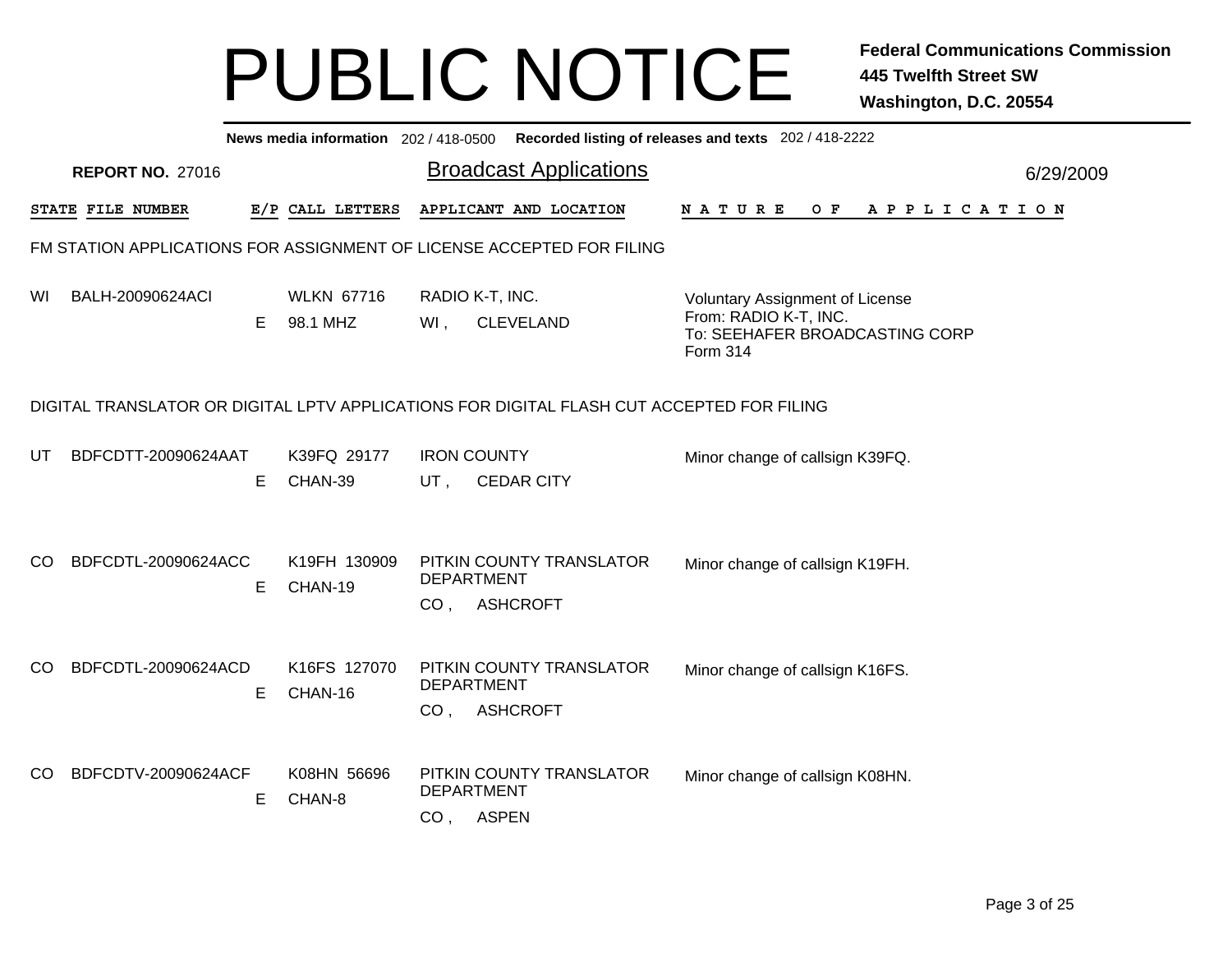# PUBLIC NOTICE

**Federal Communications Commission**
**445 Twelfth Street SW**
**Washington, D.C. 20554**

**News media information** 202 / 418-0500 **Recorded listing of releases and texts** 202 / 418-2222

**REPORT NO.** 27016

## Broadcast Applications

6/29/2009

| STATE | FILE NUMBER | E/P | CALL LETTERS | APPLICANT AND LOCATION | NATURE OF APPLICATION |
|---|---|---|---|---|---|

FM STATION APPLICATIONS FOR ASSIGNMENT OF LICENSE ACCEPTED FOR FILING

| STATE | FILE NUMBER | E/P | CALL LETTERS | APPLICANT AND LOCATION | NATURE OF APPLICATION |
|---|---|---|---|---|---|
| WI | BALH-20090624ACI | E | WLKN 67716<br>98.1 MHZ | RADIO K-T, INC.<br>WI , CLEVELAND | Voluntary Assignment of License<br>From: RADIO K-T, INC.<br>To: SEEHAFER BROADCASTING CORP<br>Form 314 |

DIGITAL TRANSLATOR OR DIGITAL LPTV APPLICATIONS FOR DIGITAL FLASH CUT ACCEPTED FOR FILING

| STATE | FILE NUMBER | E/P | CALL LETTERS | APPLICANT AND LOCATION | NATURE OF APPLICATION |
|---|---|---|---|---|---|
| UT | BDFCDTT-20090624AAT | E | K39FQ 29177<br>CHAN-39 | IRON COUNTY<br>UT , CEDAR CITY | Minor change of callsign K39FQ. |
| CO | BDFCDTL-20090624ACC | E | K19FH 130909<br>CHAN-19 | PITKIN COUNTY TRANSLATOR DEPARTMENT<br>CO , ASHCROFT | Minor change of callsign K19FH. |
| CO | BDFCDTL-20090624ACD | E | K16FS 127070<br>CHAN-16 | PITKIN COUNTY TRANSLATOR DEPARTMENT<br>CO , ASHCROFT | Minor change of callsign K16FS. |
| CO | BDFCDTV-20090624ACF | E | K08HN 56696<br>CHAN-8 | PITKIN COUNTY TRANSLATOR DEPARTMENT<br>CO , ASPEN | Minor change of callsign K08HN. |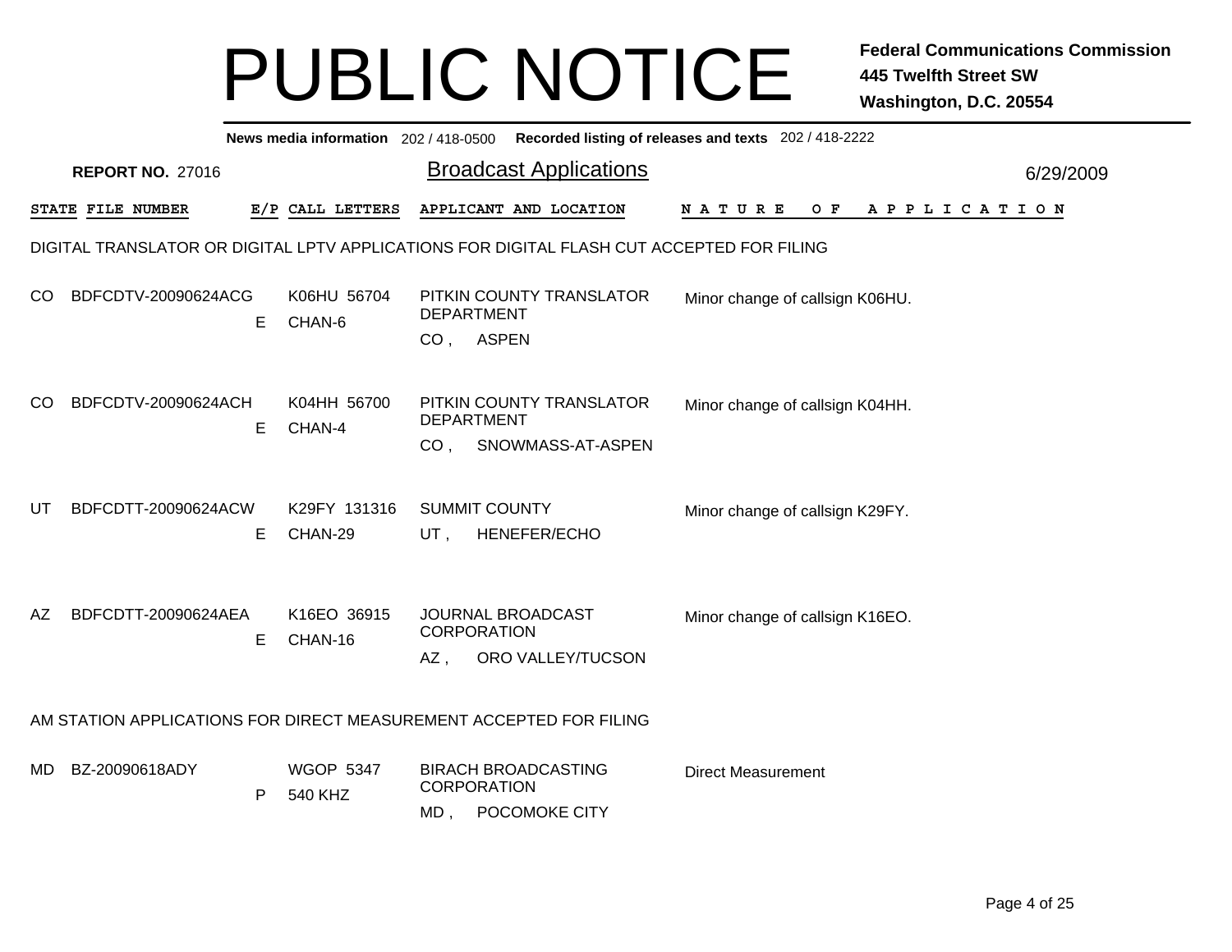# PUBLIC NOTICE

**Federal Communications Commission**
**445 Twelfth Street SW**
**Washington, D.C. 20554**

**News media information** 202 / 418-0500 **Recorded listing of releases and texts** 202 / 418-2222

**REPORT NO.** 27016

## Broadcast Applications

6/29/2009

| STATE | FILE NUMBER | E/P | CALL LETTERS | APPLICANT AND LOCATION | NATURE OF APPLICATION |
|---|---|---|---|---|---|

### DIGITAL TRANSLATOR OR DIGITAL LPTV APPLICATIONS FOR DIGITAL FLASH CUT ACCEPTED FOR FILING

| STATE | FILE NUMBER | E/P | CALL LETTERS | APPLICANT AND LOCATION | NATURE OF APPLICATION |
|---|---|---|---|---|---|
| CO | BDFCDTV-20090624ACG | E | K06HU 56704 CHAN-6 | PITKIN COUNTY TRANSLATOR DEPARTMENT CO , ASPEN | Minor change of callsign K06HU. |
| CO | BDFCDTV-20090624ACH | E | K04HH 56700 CHAN-4 | PITKIN COUNTY TRANSLATOR DEPARTMENT CO , SNOWMASS-AT-ASPEN | Minor change of callsign K04HH. |
| UT | BDFCDTT-20090624ACW | E | K29FY 131316 CHAN-29 | SUMMIT COUNTY UT , HENEFER/ECHO | Minor change of callsign K29FY. |
| AZ | BDFCDTT-20090624AEA | E | K16EO 36915 CHAN-16 | JOURNAL BROADCAST CORPORATION AZ , ORO VALLEY/TUCSON | Minor change of callsign K16EO. |

### AM STATION APPLICATIONS FOR DIRECT MEASUREMENT ACCEPTED FOR FILING

| STATE | FILE NUMBER | E/P | CALL LETTERS | APPLICANT AND LOCATION | NATURE OF APPLICATION |
|---|---|---|---|---|---|
| MD | BZ-20090618ADY | P | WGOP 5347 540 KHZ | BIRACH BROADCASTING CORPORATION MD , POCOMOKE CITY | Direct Measurement |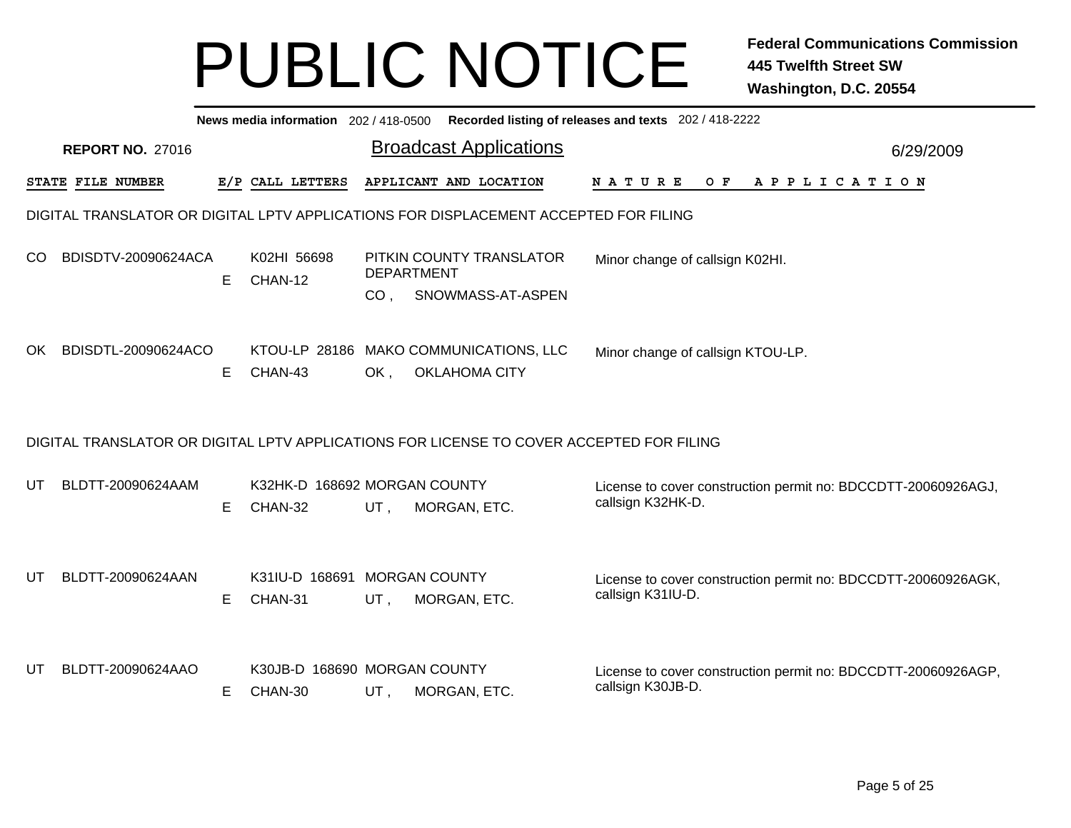# PUBLIC NOTICE

**Federal Communications Commission**
**445 Twelfth Street SW**
**Washington, D.C. 20554**

**News media information** 202 / 418-0500 **Recorded listing of releases and texts** 202 / 418-2222

**REPORT NO.** 27016

## Broadcast Applications

6/29/2009

### DIGITAL TRANSLATOR OR DIGITAL LPTV APPLICATIONS FOR DISPLACEMENT ACCEPTED FOR FILING

| STATE | FILE NUMBER | E/P | CALL LETTERS | APPLICANT AND LOCATION | NATURE OF APPLICATION |
|---|---|---|---|---|---|
| CO | BDISDTV-20090624ACA | E | K02HI 56698 CHAN-12 | PITKIN COUNTY TRANSLATOR DEPARTMENT CO , SNOWMASS-AT-ASPEN | Minor change of callsign K02HI. |
| OK | BDISDTL-20090624ACO | E | KTOU-LP 28186 CHAN-43 | MAKO COMMUNICATIONS, LLC OK , OKLAHOMA CITY | Minor change of callsign KTOU-LP. |

### DIGITAL TRANSLATOR OR DIGITAL LPTV APPLICATIONS FOR LICENSE TO COVER ACCEPTED FOR FILING

| STATE | FILE NUMBER | E/P | CALL LETTERS | APPLICANT AND LOCATION | NATURE OF APPLICATION |
|---|---|---|---|---|---|
| UT | BLDTT-20090624AAM | E | K32HK-D 168692 CHAN-32 | MORGAN COUNTY UT , MORGAN, ETC. | License to cover construction permit no: BDCCDTT-20060926AGJ, callsign K32HK-D. |
| UT | BLDTT-20090624AAN | E | K31IU-D 168691 CHAN-31 | MORGAN COUNTY UT , MORGAN, ETC. | License to cover construction permit no: BDCCDTT-20060926AGK, callsign K31IU-D. |
| UT | BLDTT-20090624AAO | E | K30JB-D 168690 CHAN-30 | MORGAN COUNTY UT , MORGAN, ETC. | License to cover construction permit no: BDCCDTT-20060926AGP, callsign K30JB-D. |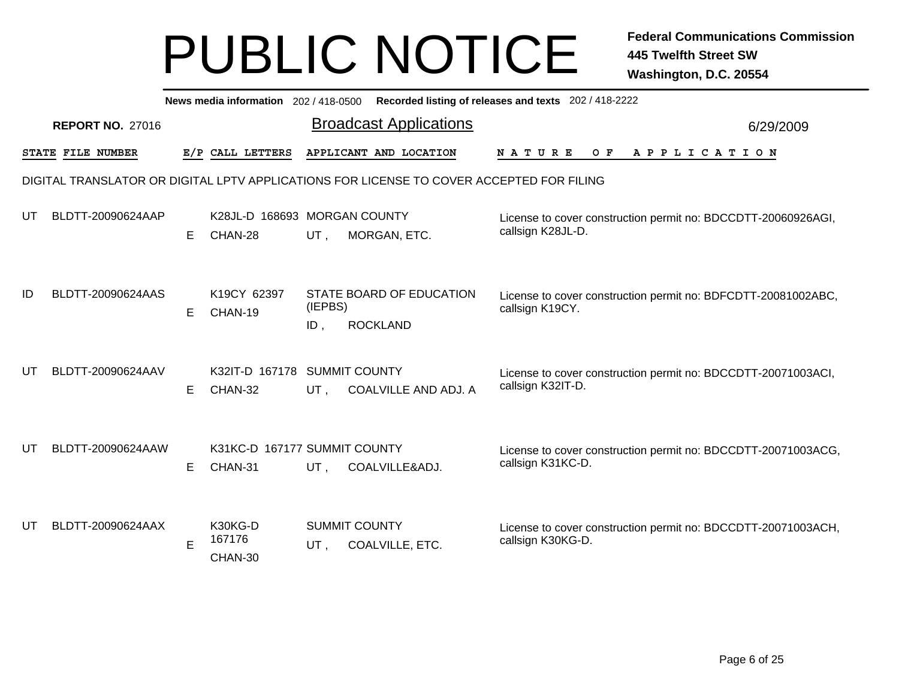# PUBLIC NOTICE

**Federal Communications Commission**
**445 Twelfth Street SW**
**Washington, D.C. 20554**

**News media information** 202 / 418-0500 **Recorded listing of releases and texts** 202 / 418-2222

**REPORT NO.** 27016

## Broadcast Applications

6/29/2009

DIGITAL TRANSLATOR OR DIGITAL LPTV APPLICATIONS FOR LICENSE TO COVER ACCEPTED FOR FILING

| STATE | FILE NUMBER | E/P | CALL LETTERS | APPLICANT AND LOCATION | NATURE OF APPLICATION |
|---|---|---|---|---|---|
| UT | BLDTT-20090624AAP | E | K28JL-D 168693 CHAN-28 | MORGAN COUNTY UT , MORGAN, ETC. | License to cover construction permit no: BDCCDTT-20060926AGI, callsign K28JL-D. |
| ID | BLDTT-20090624AAS | E | K19CY 62397 CHAN-19 | STATE BOARD OF EDUCATION (IEPBS) ID , ROCKLAND | License to cover construction permit no: BDFCDTT-20081002ABC, callsign K19CY. |
| UT | BLDTT-20090624AAV | E | K32IT-D 167178 CHAN-32 | SUMMIT COUNTY UT , COALVILLE AND ADJ. A | License to cover construction permit no: BDCCDTT-20071003ACI, callsign K32IT-D. |
| UT | BLDTT-20090624AAW | E | K31KC-D 167177 CHAN-31 | SUMMIT COUNTY UT , COALVILLE&ADJ. | License to cover construction permit no: BDCCDTT-20071003ACG, callsign K31KC-D. |
| UT | BLDTT-20090624AAX | E | K30KG-D 167176 CHAN-30 | SUMMIT COUNTY UT , COALVILLE, ETC. | License to cover construction permit no: BDCCDTT-20071003ACH, callsign K30KG-D. |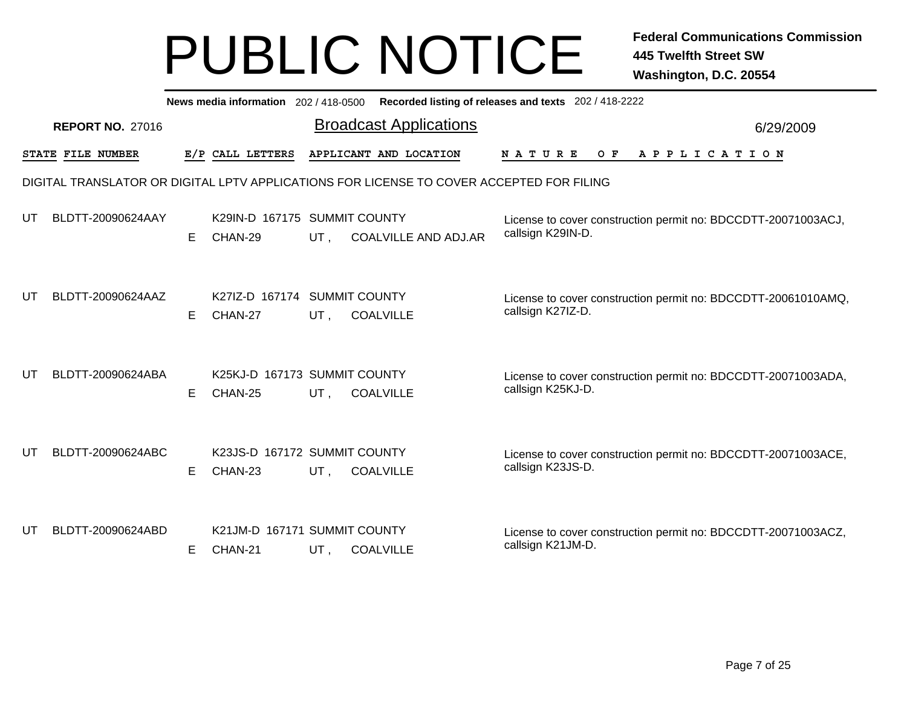# PUBLIC NOTICE

**Federal Communications Commission**
**445 Twelfth Street SW**
**Washington, D.C. 20554**

**News media information** 202 / 418-0500 **Recorded listing of releases and texts** 202 / 418-2222

**REPORT NO.** 27016

## Broadcast Applications

6/29/2009

DIGITAL TRANSLATOR OR DIGITAL LPTV APPLICATIONS FOR LICENSE TO COVER ACCEPTED FOR FILING

| STATE | FILE NUMBER | E/P | CALL LETTERS | APPLICANT AND LOCATION | NATURE OF APPLICATION |
|---|---|---|---|---|---|
| UT | BLDTT-20090624AAY | E | K29IN-D 167175 CHAN-29 | SUMMIT COUNTY UT , COALVILLE AND ADJ.AR | License to cover construction permit no: BDCCDTT-20071003ACJ, callsign K29IN-D. |
| UT | BLDTT-20090624AAZ | E | K27IZ-D 167174 CHAN-27 | SUMMIT COUNTY UT , COALVILLE | License to cover construction permit no: BDCCDTT-20061010AMQ, callsign K27IZ-D. |
| UT | BLDTT-20090624ABA | E | K25KJ-D 167173 CHAN-25 | SUMMIT COUNTY UT , COALVILLE | License to cover construction permit no: BDCCDTT-20071003ADA, callsign K25KJ-D. |
| UT | BLDTT-20090624ABC | E | K23JS-D 167172 CHAN-23 | SUMMIT COUNTY UT , COALVILLE | License to cover construction permit no: BDCCDTT-20071003ACE, callsign K23JS-D. |
| UT | BLDTT-20090624ABD | E | K21JM-D 167171 CHAN-21 | SUMMIT COUNTY UT , COALVILLE | License to cover construction permit no: BDCCDTT-20071003ACZ, callsign K21JM-D. |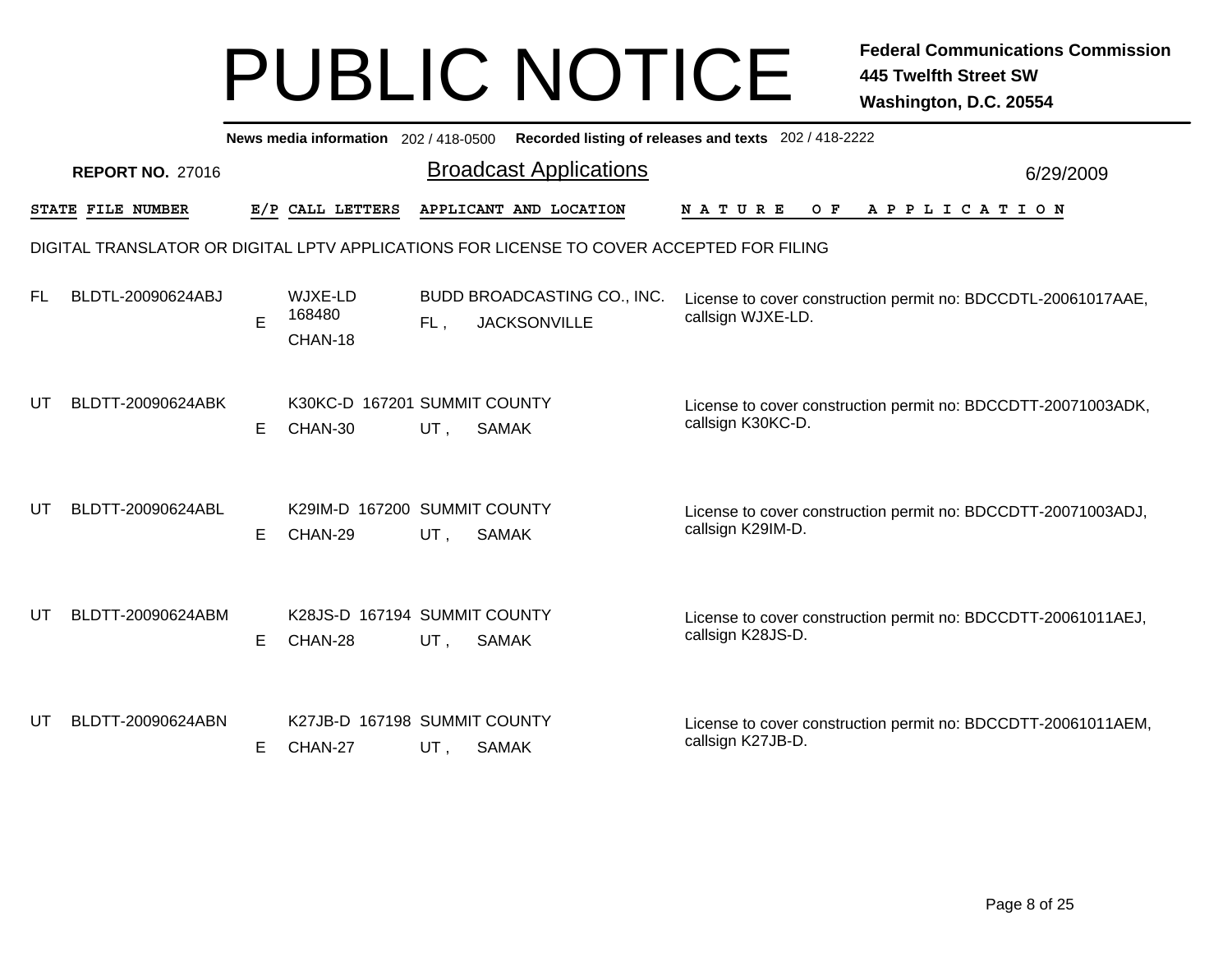# PUBLIC NOTICE

**Federal Communications Commission**
**445 Twelfth Street SW**
**Washington, D.C. 20554**

**News media information** 202 / 418-0500 **Recorded listing of releases and texts** 202 / 418-2222

**REPORT NO.** 27016

## Broadcast Applications

6/29/2009

DIGITAL TRANSLATOR OR DIGITAL LPTV APPLICATIONS FOR LICENSE TO COVER ACCEPTED FOR FILING

| STATE | FILE NUMBER | E/P | CALL LETTERS | APPLICANT AND LOCATION | NATURE OF APPLICATION |
|---|---|---|---|---|---|
| FL | BLDTL-20090624ABJ | E | WJXE-LD 168480 CHAN-18 | BUDD BROADCASTING CO., INC. FL , JACKSONVILLE | License to cover construction permit no: BDCCDTL-20061017AAE, callsign WJXE-LD. |
| UT | BLDTT-20090624ABK | E | K30KC-D 167201 CHAN-30 | SUMMIT COUNTY UT , SAMAK | License to cover construction permit no: BDCCDTT-20071003ADK, callsign K30KC-D. |
| UT | BLDTT-20090624ABL | E | K29IM-D 167200 CHAN-29 | SUMMIT COUNTY UT , SAMAK | License to cover construction permit no: BDCCDTT-20071003ADJ, callsign K29IM-D. |
| UT | BLDTT-20090624ABM | E | K28JS-D 167194 CHAN-28 | SUMMIT COUNTY UT , SAMAK | License to cover construction permit no: BDCCDTT-20061011AEJ, callsign K28JS-D. |
| UT | BLDTT-20090624ABN | E | K27JB-D 167198 CHAN-27 | SUMMIT COUNTY UT , SAMAK | License to cover construction permit no: BDCCDTT-20061011AEM, callsign K27JB-D. |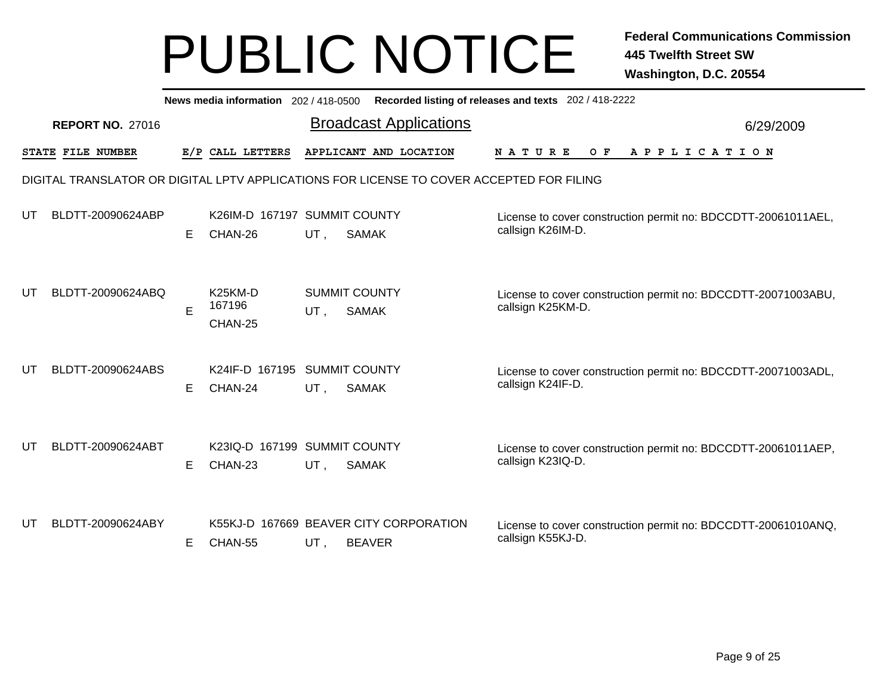# PUBLIC NOTICE

**Federal Communications Commission**
**445 Twelfth Street SW**
**Washington, D.C. 20554**

**News media information** 202 / 418-0500 **Recorded listing of releases and texts** 202 / 418-2222

**REPORT NO.** 27016

## Broadcast Applications

6/29/2009

| STATE | FILE NUMBER | E/P | CALL LETTERS | APPLICANT AND LOCATION | NATURE OF APPLICATION |
|---|---|---|---|---|---|

DIGITAL TRANSLATOR OR DIGITAL LPTV APPLICATIONS FOR LICENSE TO COVER ACCEPTED FOR FILING

| STATE | FILE NUMBER | E/P | CALL LETTERS | APPLICANT AND LOCATION | NATURE OF APPLICATION |
|---|---|---|---|---|---|
| UT | BLDTT-20090624ABP | E | K26IM-D 167197 CHAN-26 | SUMMIT COUNTY UT , SAMAK | License to cover construction permit no: BDCCDTT-20061011AEL, callsign K26IM-D. |
| UT | BLDTT-20090624ABQ | E | K25KM-D 167196 CHAN-25 | SUMMIT COUNTY UT , SAMAK | License to cover construction permit no: BDCCDTT-20071003ABU, callsign K25KM-D. |
| UT | BLDTT-20090624ABS | E | K24IF-D 167195 CHAN-24 | SUMMIT COUNTY UT , SAMAK | License to cover construction permit no: BDCCDTT-20071003ADL, callsign K24IF-D. |
| UT | BLDTT-20090624ABT | E | K23IQ-D 167199 CHAN-23 | SUMMIT COUNTY UT , SAMAK | License to cover construction permit no: BDCCDTT-20061011AEP, callsign K23IQ-D. |
| UT | BLDTT-20090624ABY | E | K55KJ-D 167669 CHAN-55 | BEAVER CITY CORPORATION UT , BEAVER | License to cover construction permit no: BDCCDTT-20061010ANQ, callsign K55KJ-D. |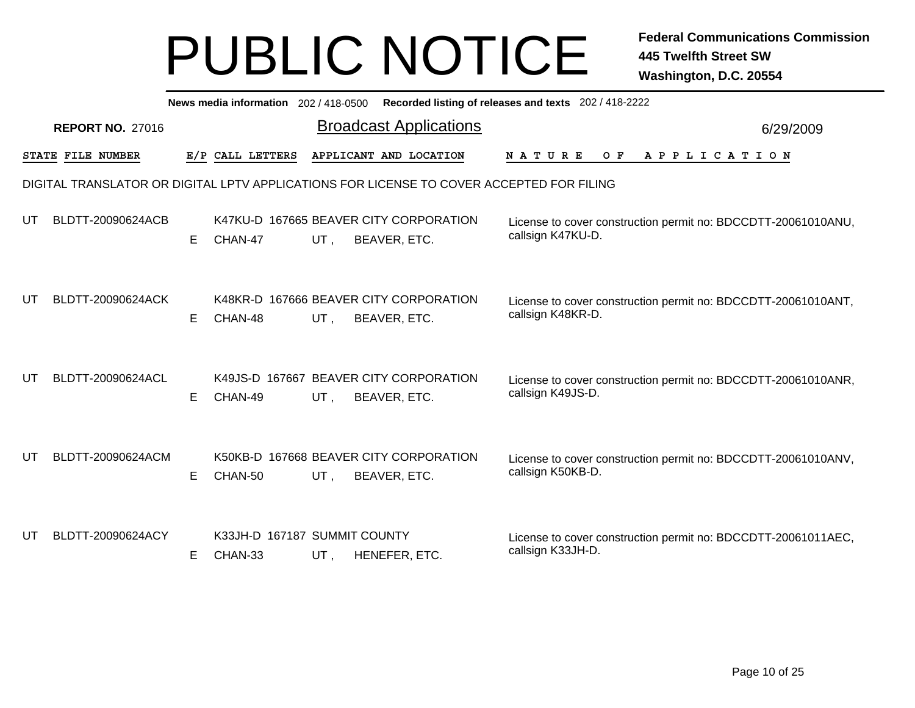# PUBLIC NOTICE

**Federal Communications Commission**
**445 Twelfth Street SW**
**Washington, D.C. 20554**

**News media information** 202 / 418-0500 **Recorded listing of releases and texts** 202 / 418-2222

**REPORT NO.** 27016

## Broadcast Applications

6/29/2009

DIGITAL TRANSLATOR OR DIGITAL LPTV APPLICATIONS FOR LICENSE TO COVER ACCEPTED FOR FILING

| STATE | FILE NUMBER | E/P | CALL LETTERS | APPLICANT AND LOCATION | NATURE OF APPLICATION |
|---|---|---|---|---|---|
| UT | BLDTT-20090624ACB | E | K47KU-D 167665 CHAN-47 | BEAVER CITY CORPORATION UT , BEAVER, ETC. | License to cover construction permit no: BDCCDTT-20061010ANU, callsign K47KU-D. |
| UT | BLDTT-20090624ACK | E | K48KR-D 167666 CHAN-48 | BEAVER CITY CORPORATION UT , BEAVER, ETC. | License to cover construction permit no: BDCCDTT-20061010ANT, callsign K48KR-D. |
| UT | BLDTT-20090624ACL | E | K49JS-D 167667 CHAN-49 | BEAVER CITY CORPORATION UT , BEAVER, ETC. | License to cover construction permit no: BDCCDTT-20061010ANR, callsign K49JS-D. |
| UT | BLDTT-20090624ACM | E | K50KB-D 167668 CHAN-50 | BEAVER CITY CORPORATION UT , BEAVER, ETC. | License to cover construction permit no: BDCCDTT-20061010ANV, callsign K50KB-D. |
| UT | BLDTT-20090624ACY | E | K33JH-D 167187 CHAN-33 | SUMMIT COUNTY UT , HENEFER, ETC. | License to cover construction permit no: BDCCDTT-20061011AEC, callsign K33JH-D. |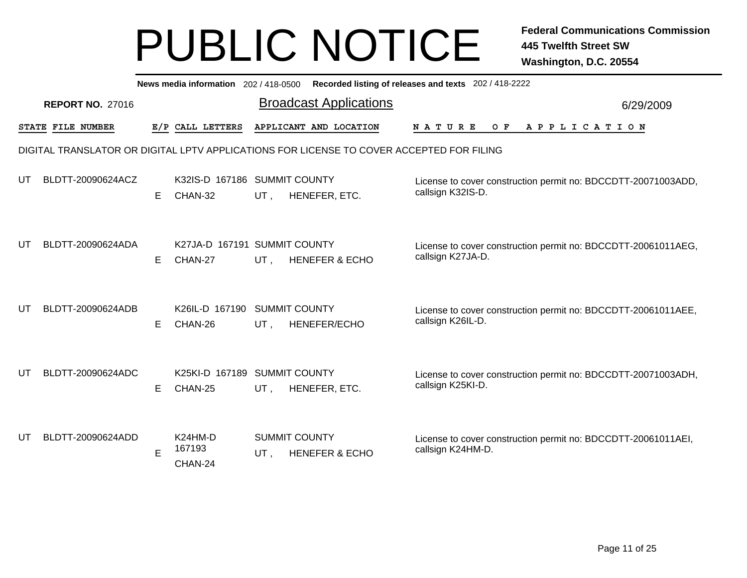# PUBLIC NOTICE

**Federal Communications Commission**
**445 Twelfth Street SW**
**Washington, D.C. 20554**

**News media information** 202 / 418-0500 **Recorded listing of releases and texts** 202 / 418-2222

**REPORT NO.** 27016

## Broadcast Applications

6/29/2009

DIGITAL TRANSLATOR OR DIGITAL LPTV APPLICATIONS FOR LICENSE TO COVER ACCEPTED FOR FILING

| STATE | FILE NUMBER | E/P | CALL LETTERS | APPLICANT AND LOCATION | NATURE OF APPLICATION |
|---|---|---|---|---|---|
| UT | BLDTT-20090624ACZ | E | K32IS-D 167186 CHAN-32 | SUMMIT COUNTY UT , HENEFER, ETC. | License to cover construction permit no: BDCCDTT-20071003ADD, callsign K32IS-D. |
| UT | BLDTT-20090624ADA | E | K27JA-D 167191 CHAN-27 | SUMMIT COUNTY UT , HENEFER & ECHO | License to cover construction permit no: BDCCDTT-20061011AEG, callsign K27JA-D. |
| UT | BLDTT-20090624ADB | E | K26IL-D 167190 CHAN-26 | SUMMIT COUNTY UT , HENEFER/ECHO | License to cover construction permit no: BDCCDTT-20061011AEE, callsign K26IL-D. |
| UT | BLDTT-20090624ADC | E | K25KI-D 167189 CHAN-25 | SUMMIT COUNTY UT , HENEFER, ETC. | License to cover construction permit no: BDCCDTT-20071003ADH, callsign K25KI-D. |
| UT | BLDTT-20090624ADD | E | K24HM-D 167193 CHAN-24 | SUMMIT COUNTY UT , HENEFER & ECHO | License to cover construction permit no: BDCCDTT-20061011AEI, callsign K24HM-D. |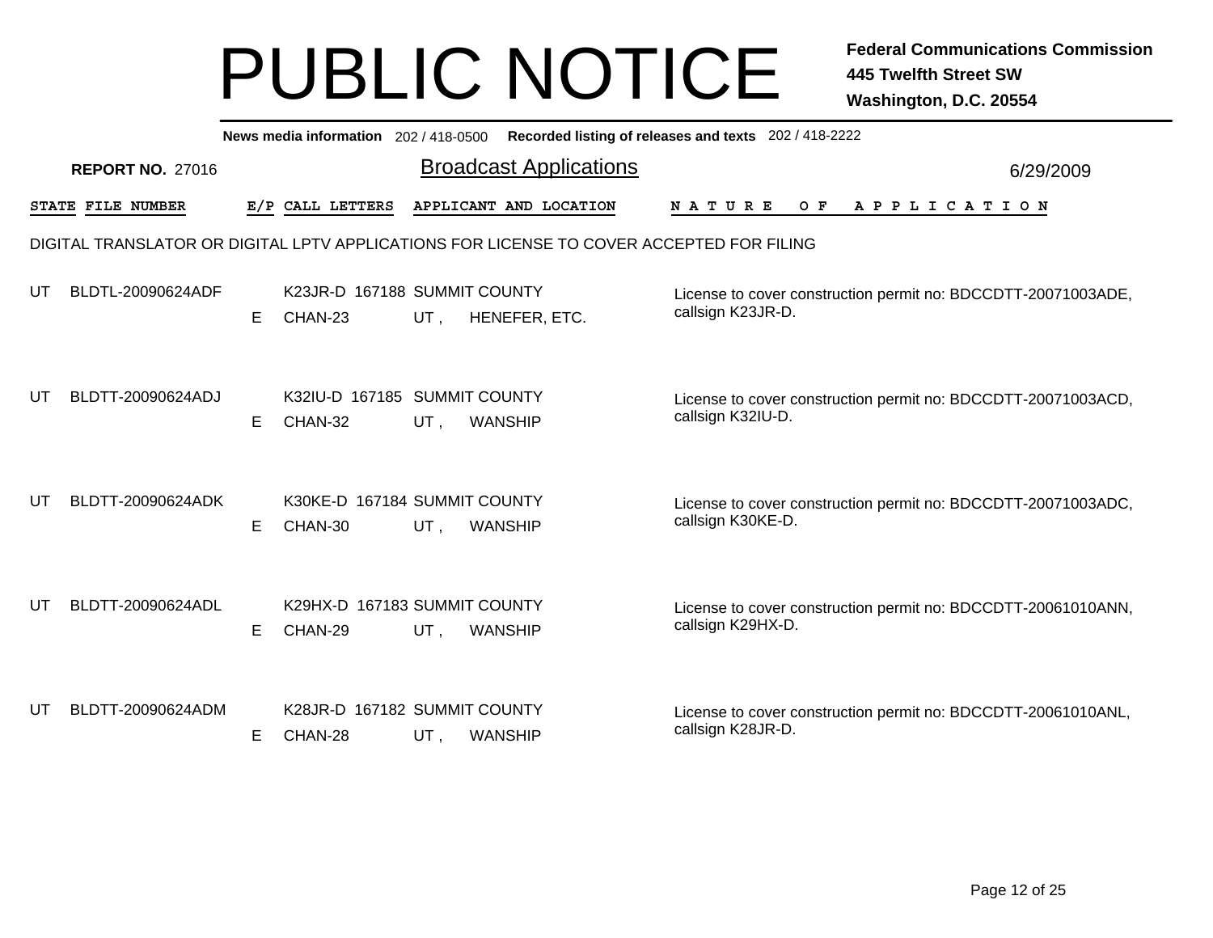# PUBLIC NOTICE

**Federal Communications Commission**
**445 Twelfth Street SW**
**Washington, D.C. 20554**

**News media information** 202 / 418-0500 **Recorded listing of releases and texts** 202 / 418-2222

**REPORT NO.** 27016

## Broadcast Applications

6/29/2009

DIGITAL TRANSLATOR OR DIGITAL LPTV APPLICATIONS FOR LICENSE TO COVER ACCEPTED FOR FILING

| STATE | FILE NUMBER | E/P | CALL LETTERS | APPLICANT AND LOCATION | NATURE OF APPLICATION |
|---|---|---|---|---|---|
| UT | BLDTL-20090624ADF | E | K23JR-D 167188 CHAN-23 | SUMMIT COUNTY UT , HENEFER, ETC. | License to cover construction permit no: BDCCDTT-20071003ADE, callsign K23JR-D. |
| UT | BLDTT-20090624ADJ | E | K32IU-D 167185 CHAN-32 | SUMMIT COUNTY UT , WANSHIP | License to cover construction permit no: BDCCDTT-20071003ACD, callsign K32IU-D. |
| UT | BLDTT-20090624ADK | E | K30KE-D 167184 CHAN-30 | SUMMIT COUNTY UT , WANSHIP | License to cover construction permit no: BDCCDTT-20071003ADC, callsign K30KE-D. |
| UT | BLDTT-20090624ADL | E | K29HX-D 167183 CHAN-29 | SUMMIT COUNTY UT , WANSHIP | License to cover construction permit no: BDCCDTT-20061010ANN, callsign K29HX-D. |
| UT | BLDTT-20090624ADM | E | K28JR-D 167182 CHAN-28 | SUMMIT COUNTY UT , WANSHIP | License to cover construction permit no: BDCCDTT-20061010ANL, callsign K28JR-D. |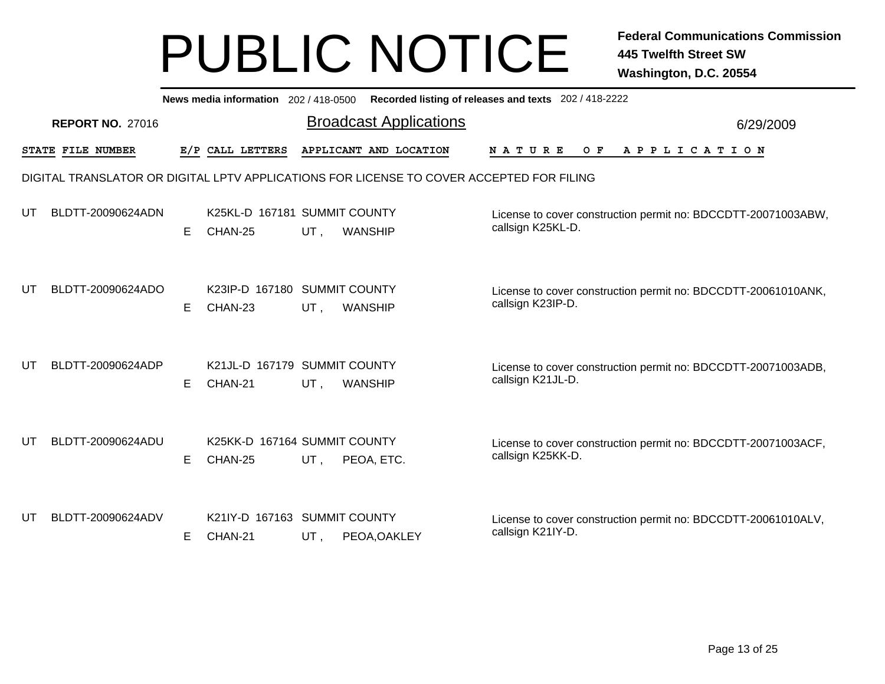# PUBLIC NOTICE

**Federal Communications Commission**
**445 Twelfth Street SW**
**Washington, D.C. 20554**

**News media information** 202 / 418-0500 **Recorded listing of releases and texts** 202 / 418-2222

**REPORT NO.** 27016

## Broadcast Applications

6/29/2009

DIGITAL TRANSLATOR OR DIGITAL LPTV APPLICATIONS FOR LICENSE TO COVER ACCEPTED FOR FILING

| STATE | FILE NUMBER | E/P | CALL LETTERS | APPLICANT AND LOCATION | NATURE OF APPLICATION |
|---|---|---|---|---|---|
| UT | BLDTT-20090624ADN | E | K25KL-D 167181 CHAN-25 | SUMMIT COUNTY UT , WANSHIP | License to cover construction permit no: BDCCDTT-20071003ABW, callsign K25KL-D. |
| UT | BLDTT-20090624ADO | E | K23IP-D 167180 CHAN-23 | SUMMIT COUNTY UT , WANSHIP | License to cover construction permit no: BDCCDTT-20061010ANK, callsign K23IP-D. |
| UT | BLDTT-20090624ADP | E | K21JL-D 167179 CHAN-21 | SUMMIT COUNTY UT , WANSHIP | License to cover construction permit no: BDCCDTT-20071003ADB, callsign K21JL-D. |
| UT | BLDTT-20090624ADU | E | K25KK-D 167164 CHAN-25 | SUMMIT COUNTY UT , PEOA, ETC. | License to cover construction permit no: BDCCDTT-20071003ACF, callsign K25KK-D. |
| UT | BLDTT-20090624ADV | E | K21IY-D 167163 CHAN-21 | SUMMIT COUNTY UT , PEOA,OAKLEY | License to cover construction permit no: BDCCDTT-20061010ALV, callsign K21IY-D. |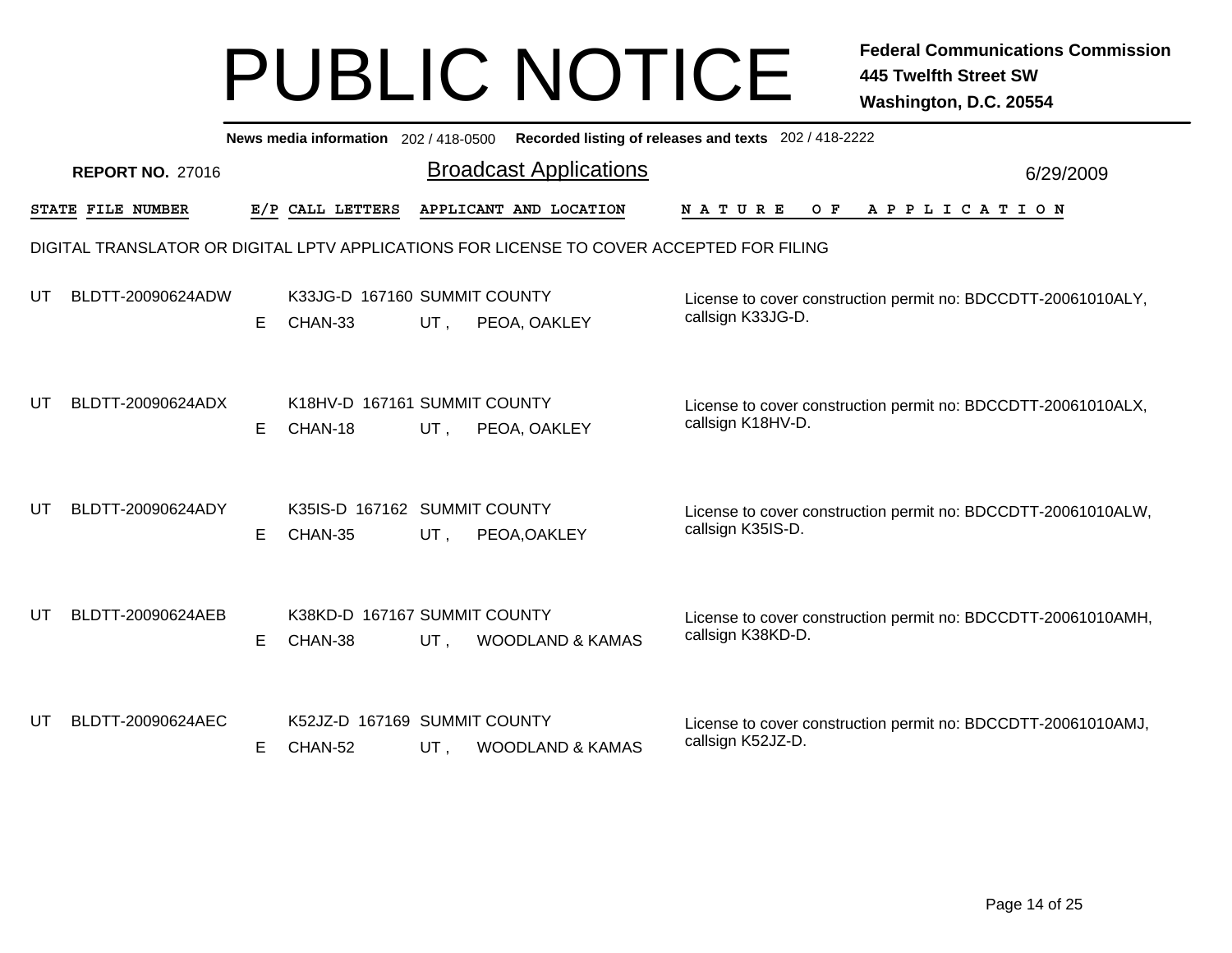# PUBLIC NOTICE

**Federal Communications Commission**
**445 Twelfth Street SW**
**Washington, D.C. 20554**

**News media information** 202 / 418-0500 **Recorded listing of releases and texts** 202 / 418-2222

**REPORT NO.** 27016

## Broadcast Applications

6/29/2009

DIGITAL TRANSLATOR OR DIGITAL LPTV APPLICATIONS FOR LICENSE TO COVER ACCEPTED FOR FILING

| STATE | FILE NUMBER | E/P | CALL LETTERS | APPLICANT AND LOCATION | NATURE OF APPLICATION |
|---|---|---|---|---|---|
| UT | BLDTT-20090624ADW | E | K33JG-D 167160<br>CHAN-33 | SUMMIT COUNTY<br>UT , PEOA, OAKLEY | License to cover construction permit no: BDCCDTT-20061010ALY, callsign K33JG-D. |
| UT | BLDTT-20090624ADX | E | K18HV-D 167161<br>CHAN-18 | SUMMIT COUNTY<br>UT , PEOA, OAKLEY | License to cover construction permit no: BDCCDTT-20061010ALX, callsign K18HV-D. |
| UT | BLDTT-20090624ADY | E | K35IS-D 167162<br>CHAN-35 | SUMMIT COUNTY<br>UT , PEOA,OAKLEY | License to cover construction permit no: BDCCDTT-20061010ALW, callsign K35IS-D. |
| UT | BLDTT-20090624AEB | E | K38KD-D 167167<br>CHAN-38 | SUMMIT COUNTY<br>UT , WOODLAND & KAMAS | License to cover construction permit no: BDCCDTT-20061010AMH, callsign K38KD-D. |
| UT | BLDTT-20090624AEC | E | K52JZ-D 167169<br>CHAN-52 | SUMMIT COUNTY<br>UT , WOODLAND & KAMAS | License to cover construction permit no: BDCCDTT-20061010AMJ, callsign K52JZ-D. |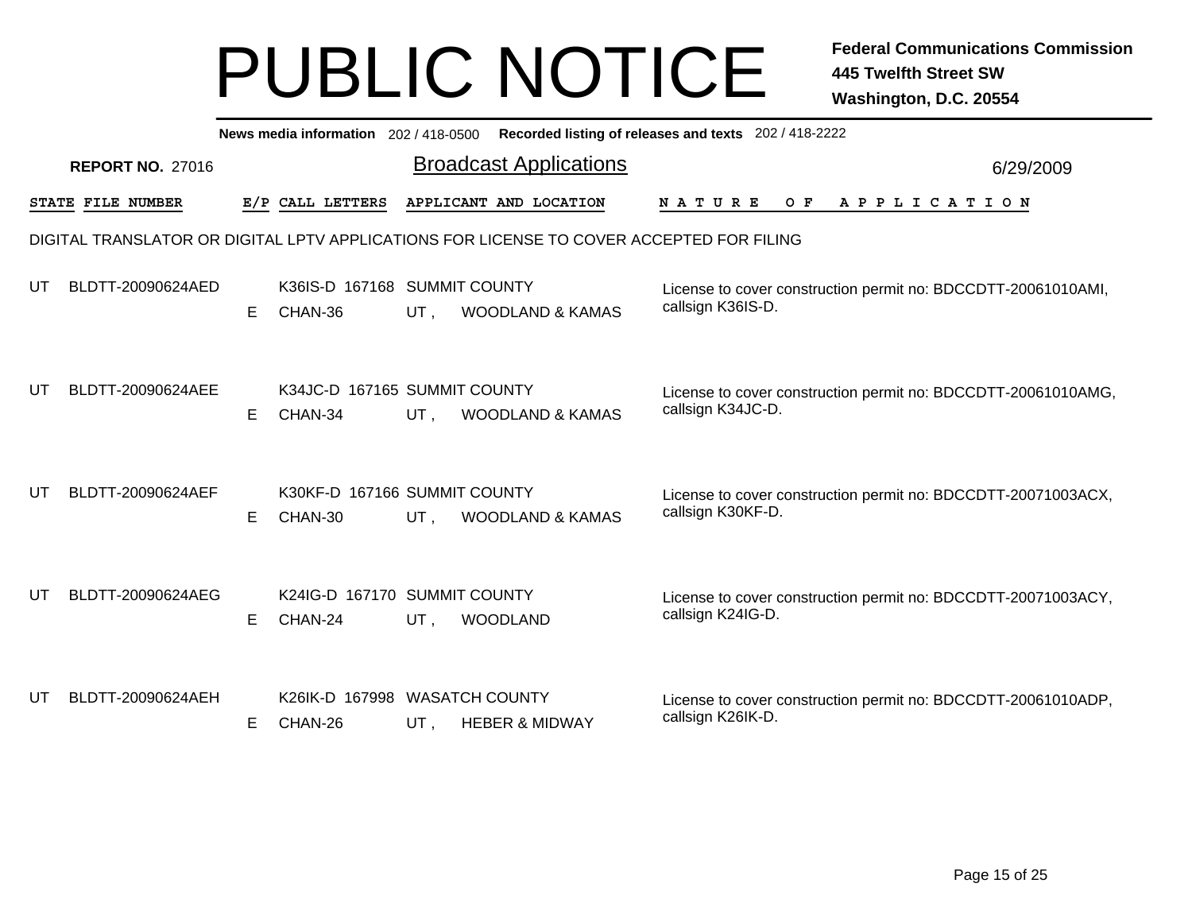# PUBLIC NOTICE

**Federal Communications Commission**
**445 Twelfth Street SW**
**Washington, D.C. 20554**

**News media information** 202 / 418-0500 **Recorded listing of releases and texts** 202 / 418-2222

**REPORT NO.** 27016

## Broadcast Applications

6/29/2009

DIGITAL TRANSLATOR OR DIGITAL LPTV APPLICATIONS FOR LICENSE TO COVER ACCEPTED FOR FILING

| STATE | FILE NUMBER | E/P | CALL LETTERS | APPLICANT AND LOCATION | NATURE OF APPLICATION |
|---|---|---|---|---|---|
| UT | BLDTT-20090624AED | E | K36IS-D 167168 CHAN-36 | SUMMIT COUNTY UT , WOODLAND & KAMAS | License to cover construction permit no: BDCCDTT-20061010AMI, callsign K36IS-D. |
| UT | BLDTT-20090624AEE | E | K34JC-D 167165 CHAN-34 | SUMMIT COUNTY UT , WOODLAND & KAMAS | License to cover construction permit no: BDCCDTT-20061010AMG, callsign K34JC-D. |
| UT | BLDTT-20090624AEF | E | K30KF-D 167166 CHAN-30 | SUMMIT COUNTY UT , WOODLAND & KAMAS | License to cover construction permit no: BDCCDTT-20071003ACX, callsign K30KF-D. |
| UT | BLDTT-20090624AEG | E | K24IG-D 167170 CHAN-24 | SUMMIT COUNTY UT , WOODLAND | License to cover construction permit no: BDCCDTT-20071003ACY, callsign K24IG-D. |
| UT | BLDTT-20090624AEH | E | K26IK-D 167998 CHAN-26 | WASATCH COUNTY UT , HEBER & MIDWAY | License to cover construction permit no: BDCCDTT-20061010ADP, callsign K26IK-D. |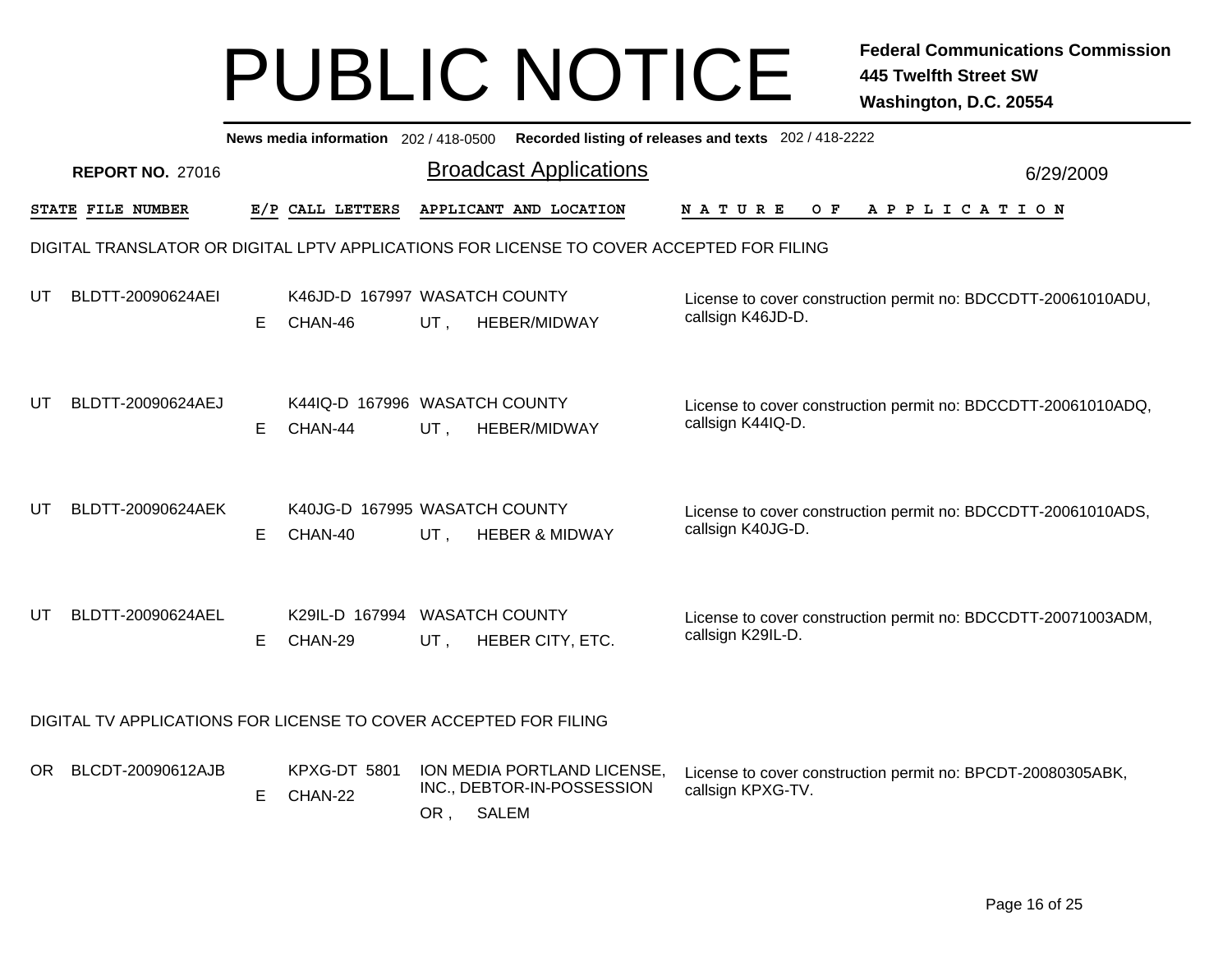# PUBLIC NOTICE

**Federal Communications Commission**
**445 Twelfth Street SW**
**Washington, D.C. 20554**

**News media information** 202 / 418-0500 **Recorded listing of releases and texts** 202 / 418-2222

**REPORT NO.** 27016

## Broadcast Applications

6/29/2009

| STATE | FILE NUMBER | E/P | CALL LETTERS | APPLICANT AND LOCATION | NATURE OF APPLICATION |
|---|---|---|---|---|---|

### DIGITAL TRANSLATOR OR DIGITAL LPTV APPLICATIONS FOR LICENSE TO COVER ACCEPTED FOR FILING

| STATE | FILE NUMBER | E/P | CALL LETTERS | APPLICANT AND LOCATION | NATURE OF APPLICATION |
|---|---|---|---|---|---|
| UT | BLDTT-20090624AEI | E | K46JD-D 167997 CHAN-46 | WASATCH COUNTY UT , HEBER/MIDWAY | License to cover construction permit no: BDCCDTT-20061010ADU, callsign K46JD-D. |
| UT | BLDTT-20090624AEJ | E | K44IQ-D 167996 CHAN-44 | WASATCH COUNTY UT , HEBER/MIDWAY | License to cover construction permit no: BDCCDTT-20061010ADQ, callsign K44IQ-D. |
| UT | BLDTT-20090624AEK | E | K40JG-D 167995 CHAN-40 | WASATCH COUNTY UT , HEBER & MIDWAY | License to cover construction permit no: BDCCDTT-20061010ADS, callsign K40JG-D. |
| UT | BLDTT-20090624AEL | E | K29IL-D 167994 CHAN-29 | WASATCH COUNTY UT , HEBER CITY, ETC. | License to cover construction permit no: BDCCDTT-20071003ADM, callsign K29IL-D. |

### DIGITAL TV APPLICATIONS FOR LICENSE TO COVER ACCEPTED FOR FILING

| STATE | FILE NUMBER | E/P | CALL LETTERS | APPLICANT AND LOCATION | NATURE OF APPLICATION |
|---|---|---|---|---|---|
| OR | BLCDT-20090612AJB | E | KPXG-DT 5801 CHAN-22 | ION MEDIA PORTLAND LICENSE, INC., DEBTOR-IN-POSSESSION OR , SALEM | License to cover construction permit no: BPCDT-20080305ABK, callsign KPXG-TV. |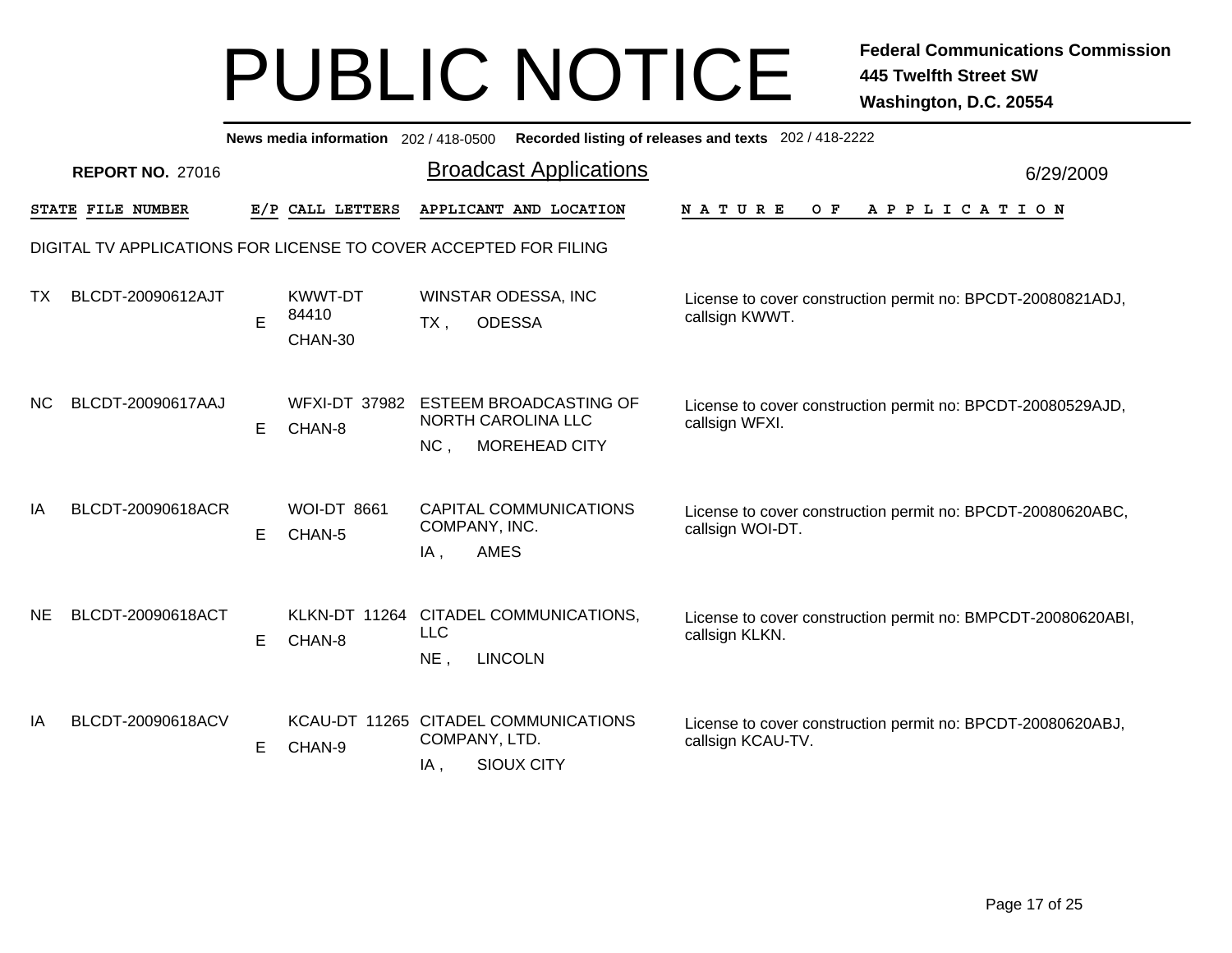# PUBLIC NOTICE

**Federal Communications Commission**
**445 Twelfth Street SW**
**Washington, D.C. 20554**

**News media information** 202 / 418-0500 **Recorded listing of releases and texts** 202 / 418-2222

**REPORT NO.** 27016

## Broadcast Applications

6/29/2009

DIGITAL TV APPLICATIONS FOR LICENSE TO COVER ACCEPTED FOR FILING

| STATE | FILE NUMBER | E/P | CALL LETTERS | APPLICANT AND LOCATION | NATURE OF APPLICATION |
|---|---|---|---|---|---|
| TX | BLCDT-20090612AJT | E | KWWT-DT 84410 CHAN-30 | WINSTAR ODESSA, INC<br>TX , ODESSA | License to cover construction permit no: BPCDT-20080821ADJ, callsign KWWT. |
| NC | BLCDT-20090617AAJ | E | WFXI-DT 37982 CHAN-8 | ESTEEM BROADCASTING OF NORTH CAROLINA LLC<br>NC , MOREHEAD CITY | License to cover construction permit no: BPCDT-20080529AJD, callsign WFXI. |
| IA | BLCDT-20090618ACR | E | WOI-DT 8661 CHAN-5 | CAPITAL COMMUNICATIONS COMPANY, INC.<br>IA , AMES | License to cover construction permit no: BPCDT-20080620ABC, callsign WOI-DT. |
| NE | BLCDT-20090618ACT | E | KLKN-DT 11264 CHAN-8 | CITADEL COMMUNICATIONS, LLC<br>NE , LINCOLN | License to cover construction permit no: BMPCDT-20080620ABI, callsign KLKN. |
| IA | BLCDT-20090618ACV | E | KCAU-DT 11265 CHAN-9 | CITADEL COMMUNICATIONS COMPANY, LTD.<br>IA , SIOUX CITY | License to cover construction permit no: BPCDT-20080620ABJ, callsign KCAU-TV. |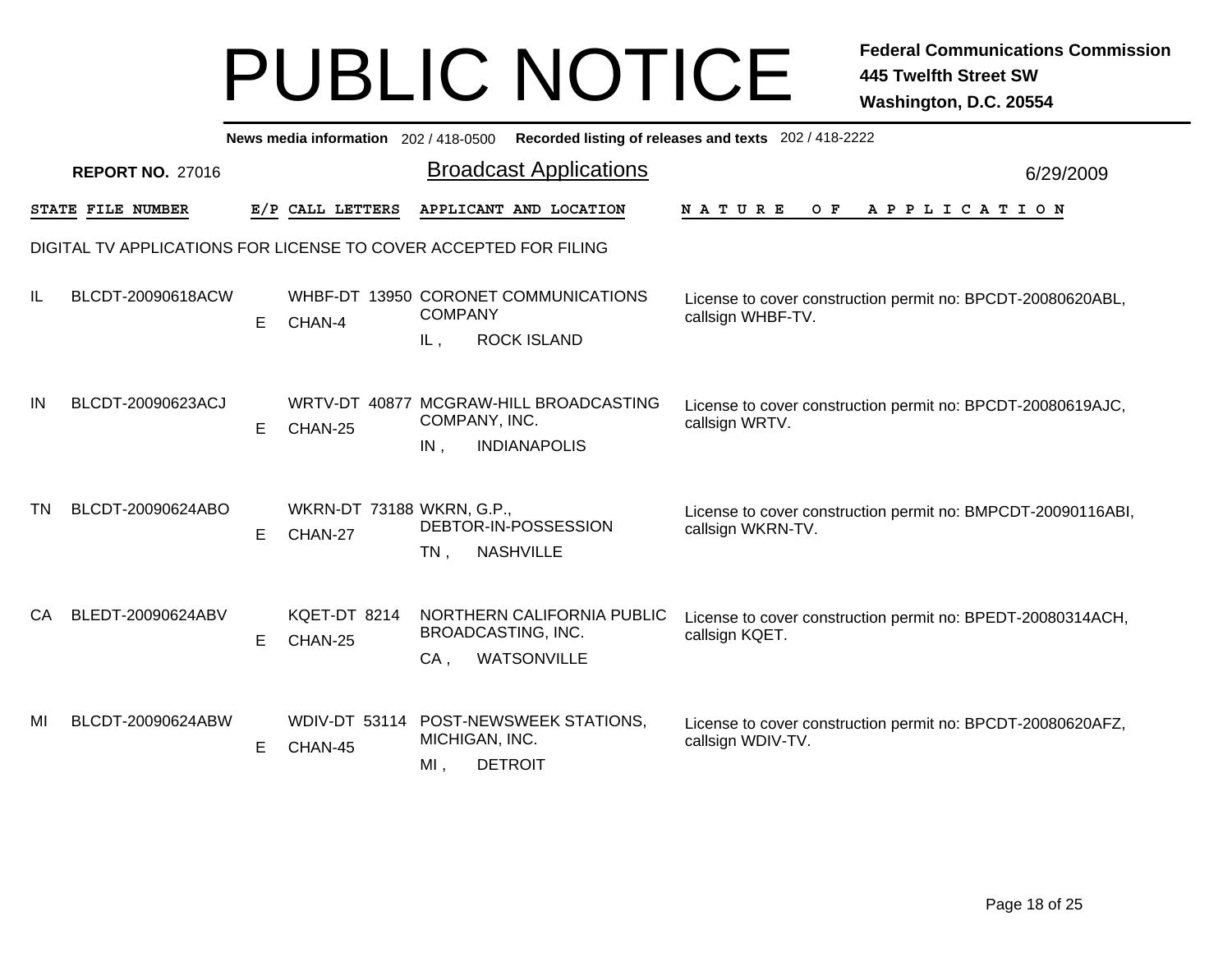# PUBLIC NOTICE

**Federal Communications Commission**
**445 Twelfth Street SW**
**Washington, D.C. 20554**

**News media information** 202 / 418-0500 **Recorded listing of releases and texts** 202 / 418-2222

**REPORT NO.** 27016

## Broadcast Applications

6/29/2009

| STATE | FILE NUMBER | E/P | CALL LETTERS | APPLICANT AND LOCATION | NATURE OF APPLICATION |
|---|---|---|---|---|---|

DIGITAL TV APPLICATIONS FOR LICENSE TO COVER ACCEPTED FOR FILING

| STATE | FILE NUMBER | E/P | CALL LETTERS | APPLICANT AND LOCATION | NATURE OF APPLICATION |
|---|---|---|---|---|---|
| IL | BLCDT-20090618ACW | E | WHBF-DT 13950 CHAN-4 | CORONET COMMUNICATIONS COMPANY IL , ROCK ISLAND | License to cover construction permit no: BPCDT-20080620ABL, callsign WHBF-TV. |
| IN | BLCDT-20090623ACJ | E | WRTV-DT 40877 CHAN-25 | MCGRAW-HILL BROADCASTING COMPANY, INC. IN , INDIANAPOLIS | License to cover construction permit no: BPCDT-20080619AJC, callsign WRTV. |
| TN | BLCDT-20090624ABO | E | WKRN-DT 73188 CHAN-27 | WKRN, G.P., DEBTOR-IN-POSSESSION TN , NASHVILLE | License to cover construction permit no: BMPCDT-20090116ABI, callsign WKRN-TV. |
| CA | BLEDT-20090624ABV | E | KQET-DT 8214 CHAN-25 | NORTHERN CALIFORNIA PUBLIC BROADCASTING, INC. CA , WATSONVILLE | License to cover construction permit no: BPEDT-20080314ACH, callsign KQET. |
| MI | BLCDT-20090624ABW | E | WDIV-DT 53114 CHAN-45 | POST-NEWSWEEK STATIONS, MICHIGAN, INC. MI , DETROIT | License to cover construction permit no: BPCDT-20080620AFZ, callsign WDIV-TV. |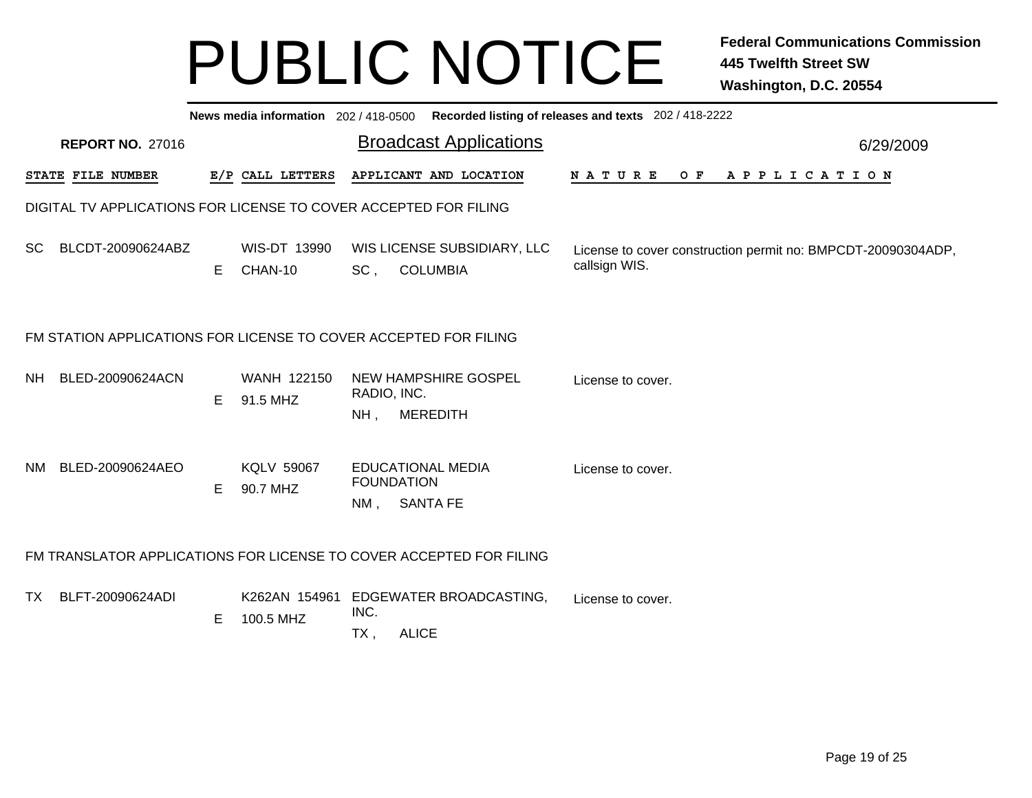# PUBLIC NOTICE

**Federal Communications Commission**
**445 Twelfth Street SW**
**Washington, D.C. 20554**

**News media information** 202 / 418-0500 **Recorded listing of releases and texts** 202 / 418-2222

**REPORT NO.** 27016

## Broadcast Applications

6/29/2009

| STATE | FILE NUMBER | E/P | CALL LETTERS | APPLICANT AND LOCATION | NATURE OF APPLICATION |
|---|---|---|---|---|---|

### DIGITAL TV APPLICATIONS FOR LICENSE TO COVER ACCEPTED FOR FILING

| STATE | FILE NUMBER | E/P | CALL LETTERS | APPLICANT AND LOCATION | NATURE OF APPLICATION |
|---|---|---|---|---|---|
| SC | BLCDT-20090624ABZ | E | WIS-DT 13990 CHAN-10 | WIS LICENSE SUBSIDIARY, LLC SC , COLUMBIA | License to cover construction permit no: BMPCDT-20090304ADP, callsign WIS. |

### FM STATION APPLICATIONS FOR LICENSE TO COVER ACCEPTED FOR FILING

| STATE | FILE NUMBER | E/P | CALL LETTERS | APPLICANT AND LOCATION | NATURE OF APPLICATION |
|---|---|---|---|---|---|
| NH | BLED-20090624ACN | E | WANH 122150 91.5 MHZ | NEW HAMPSHIRE GOSPEL RADIO, INC. NH , MEREDITH | License to cover. |
| NM | BLED-20090624AEO | E | KQLV 59067 90.7 MHZ | EDUCATIONAL MEDIA FOUNDATION NM , SANTA FE | License to cover. |

### FM TRANSLATOR APPLICATIONS FOR LICENSE TO COVER ACCEPTED FOR FILING

| STATE | FILE NUMBER | E/P | CALL LETTERS | APPLICANT AND LOCATION | NATURE OF APPLICATION |
|---|---|---|---|---|---|
| TX | BLFT-20090624ADI | E | K262AN 154961 100.5 MHZ | EDGEWATER BROADCASTING, INC. TX , ALICE | License to cover. |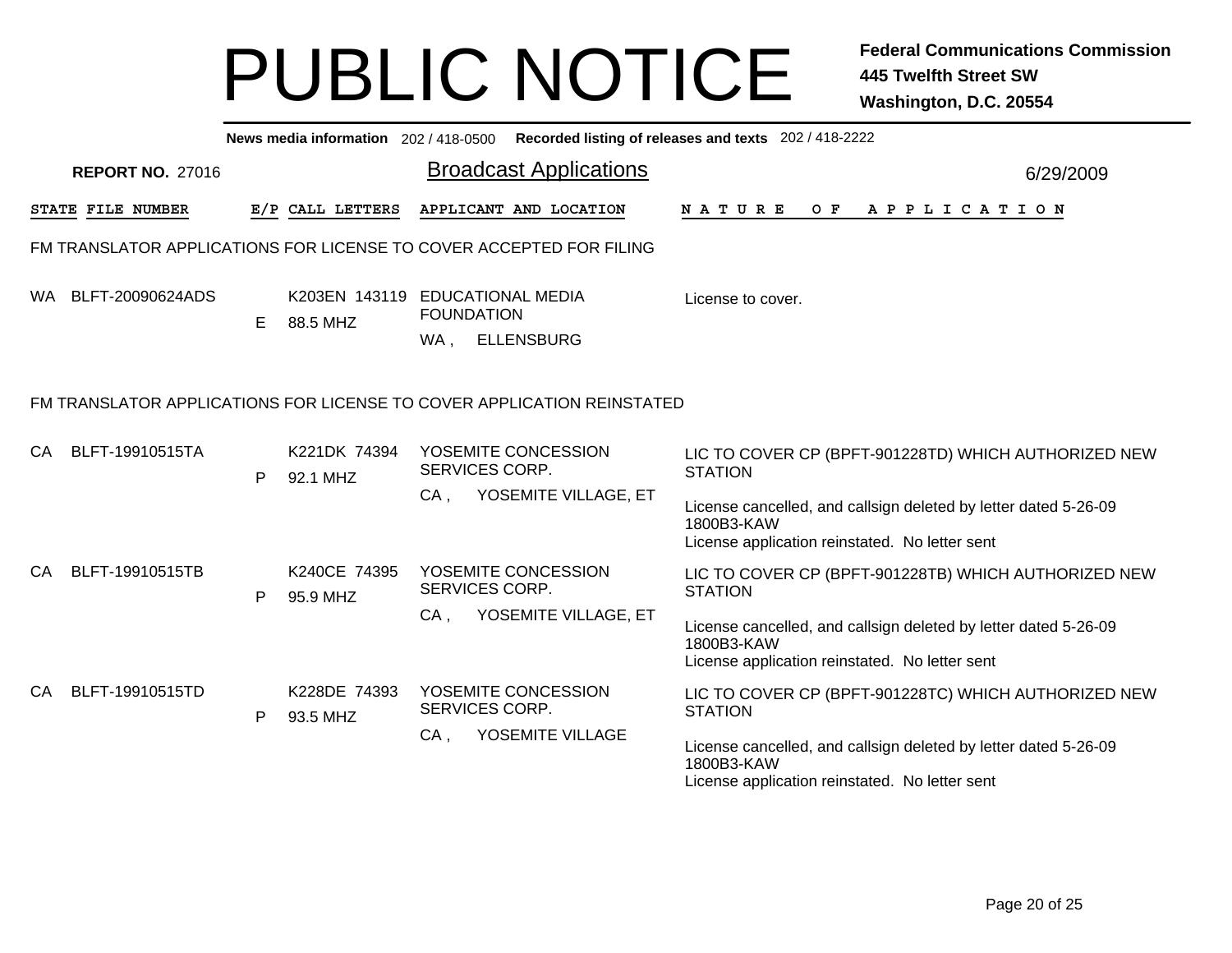# PUBLIC NOTICE

**Federal Communications Commission**
**445 Twelfth Street SW**
**Washington, D.C. 20554**

**News media information** 202 / 418-0500 **Recorded listing of releases and texts** 202 / 418-2222

**REPORT NO.** 27016

## Broadcast Applications

6/29/2009

### FM TRANSLATOR APPLICATIONS FOR LICENSE TO COVER ACCEPTED FOR FILING

| STATE | FILE NUMBER | E/P | CALL LETTERS | APPLICANT AND LOCATION | NATURE OF APPLICATION |
|---|---|---|---|---|---|
| WA | BLFT-20090624ADS | E | K203EN 143119<br>88.5 MHZ | EDUCATIONAL MEDIA FOUNDATION<br>WA , ELLENSBURG | License to cover. |

### FM TRANSLATOR APPLICATIONS FOR LICENSE TO COVER APPLICATION REINSTATED

| STATE | FILE NUMBER | E/P | CALL LETTERS | APPLICANT AND LOCATION | NATURE OF APPLICATION |
|---|---|---|---|---|---|
| CA | BLFT-19910515TA | P | K221DK 74394<br>92.1 MHZ | YOSEMITE CONCESSION SERVICES CORP.<br>CA , YOSEMITE VILLAGE, ET | LIC TO COVER CP (BPFT-901228TD) WHICH AUTHORIZED NEW STATION<br><br>License cancelled, and callsign deleted by letter dated 5-26-09 1800B3-KAW<br>License application reinstated. No letter sent |
| CA | BLFT-19910515TB | P | K240CE 74395<br>95.9 MHZ | YOSEMITE CONCESSION SERVICES CORP.<br>CA , YOSEMITE VILLAGE, ET | LIC TO COVER CP (BPFT-901228TB) WHICH AUTHORIZED NEW STATION<br><br>License cancelled, and callsign deleted by letter dated 5-26-09 1800B3-KAW<br>License application reinstated. No letter sent |
| CA | BLFT-19910515TD | P | K228DE 74393<br>93.5 MHZ | YOSEMITE CONCESSION SERVICES CORP.<br>CA , YOSEMITE VILLAGE | LIC TO COVER CP (BPFT-901228TC) WHICH AUTHORIZED NEW STATION<br><br>License cancelled, and callsign deleted by letter dated 5-26-09 1800B3-KAW<br>License application reinstated. No letter sent |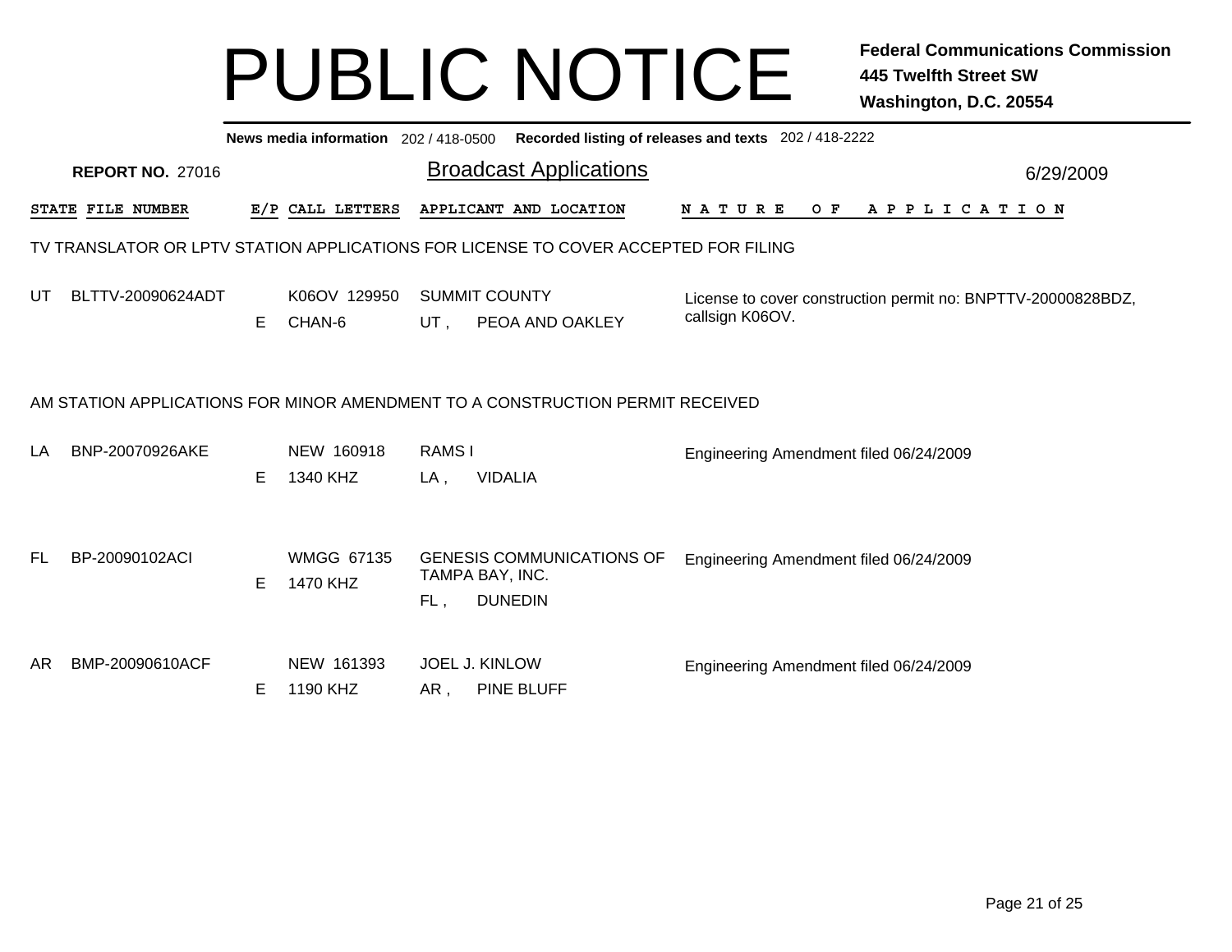# PUBLIC NOTICE

**Federal Communications Commission**
**445 Twelfth Street SW**
**Washington, D.C. 20554**

**News media information** 202 / 418-0500 **Recorded listing of releases and texts** 202 / 418-2222

**REPORT NO.** 27016

## Broadcast Applications

6/29/2009

### TV TRANSLATOR OR LPTV STATION APPLICATIONS FOR LICENSE TO COVER ACCEPTED FOR FILING

| STATE | FILE NUMBER | E/P | CALL LETTERS | APPLICANT AND LOCATION | NATURE OF APPLICATION |
|---|---|---|---|---|---|
| UT | BLTTV-20090624ADT | E | K06OV 129950<br>CHAN-6 | SUMMIT COUNTY<br>UT , PEOA AND OAKLEY | License to cover construction permit no: BNPTTV-20000828BDZ, callsign K06OV. |

### AM STATION APPLICATIONS FOR MINOR AMENDMENT TO A CONSTRUCTION PERMIT RECEIVED

| STATE | FILE NUMBER | E/P | CALL LETTERS | APPLICANT AND LOCATION | NATURE OF APPLICATION |
|---|---|---|---|---|---|
| LA | BNP-20070926AKE | E | NEW 160918<br>1340 KHZ | RAMS I<br>LA , VIDALIA | Engineering Amendment filed 06/24/2009 |
| FL | BP-20090102ACI | E | WMGG 67135<br>1470 KHZ | GENESIS COMMUNICATIONS OF TAMPA BAY, INC.<br>FL , DUNEDIN | Engineering Amendment filed 06/24/2009 |
| AR | BMP-20090610ACF | E | NEW 161393<br>1190 KHZ | JOEL J. KINLOW<br>AR , PINE BLUFF | Engineering Amendment filed 06/24/2009 |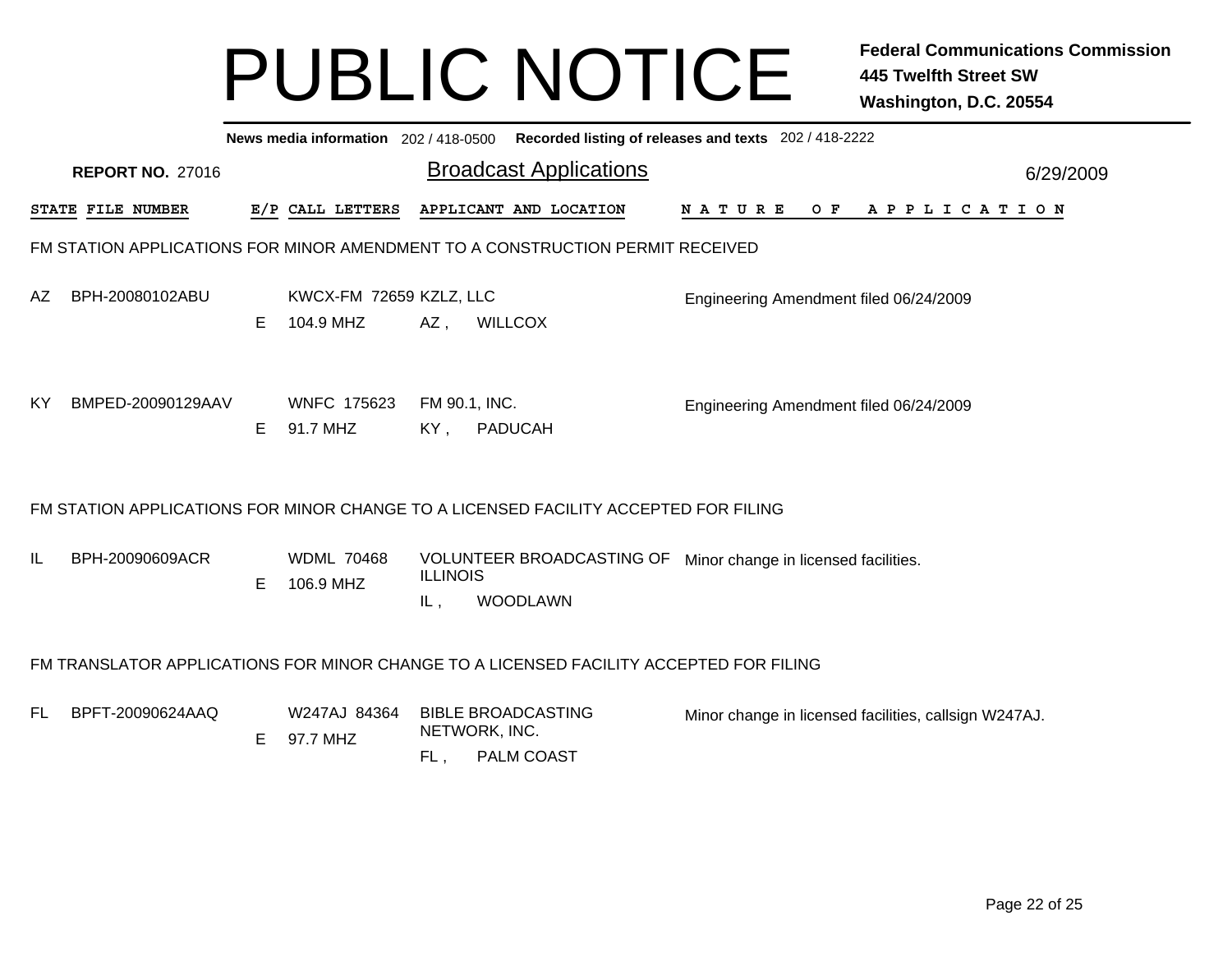# PUBLIC NOTICE

**Federal Communications Commission**
**445 Twelfth Street SW**
**Washington, D.C. 20554**

**News media information** 202 / 418-0500 **Recorded listing of releases and texts** 202 / 418-2222

**REPORT NO.** 27016

## Broadcast Applications

6/29/2009

| STATE | FILE NUMBER | E/P | CALL LETTERS | APPLICANT AND LOCATION | NATURE OF APPLICATION |
|---|---|---|---|---|---|

### FM STATION APPLICATIONS FOR MINOR AMENDMENT TO A CONSTRUCTION PERMIT RECEIVED

| STATE | FILE NUMBER | E/P | CALL LETTERS | APPLICANT AND LOCATION | NATURE OF APPLICATION |
|---|---|---|---|---|---|
| AZ | BPH-20080102ABU | E | KWCX-FM 72659<br>104.9 MHZ | KZLZ, LLC<br>AZ , WILLCOX | Engineering Amendment filed 06/24/2009 |
| KY | BMPED-20090129AAV | E | WNFC 175623<br>91.7 MHZ | FM 90.1, INC.<br>KY , PADUCAH | Engineering Amendment filed 06/24/2009 |

### FM STATION APPLICATIONS FOR MINOR CHANGE TO A LICENSED FACILITY ACCEPTED FOR FILING

| STATE | FILE NUMBER | E/P | CALL LETTERS | APPLICANT AND LOCATION | NATURE OF APPLICATION |
|---|---|---|---|---|---|
| IL | BPH-20090609ACR | E | WDML 70468<br>106.9 MHZ | VOLUNTEER BROADCASTING OF ILLINOIS<br>IL , WOODLAWN | Minor change in licensed facilities. |

### FM TRANSLATOR APPLICATIONS FOR MINOR CHANGE TO A LICENSED FACILITY ACCEPTED FOR FILING

| STATE | FILE NUMBER | E/P | CALL LETTERS | APPLICANT AND LOCATION | NATURE OF APPLICATION |
|---|---|---|---|---|---|
| FL | BPFT-20090624AAQ | E | W247AJ 84364<br>97.7 MHZ | BIBLE BROADCASTING NETWORK, INC.<br>FL , PALM COAST | Minor change in licensed facilities, callsign W247AJ. |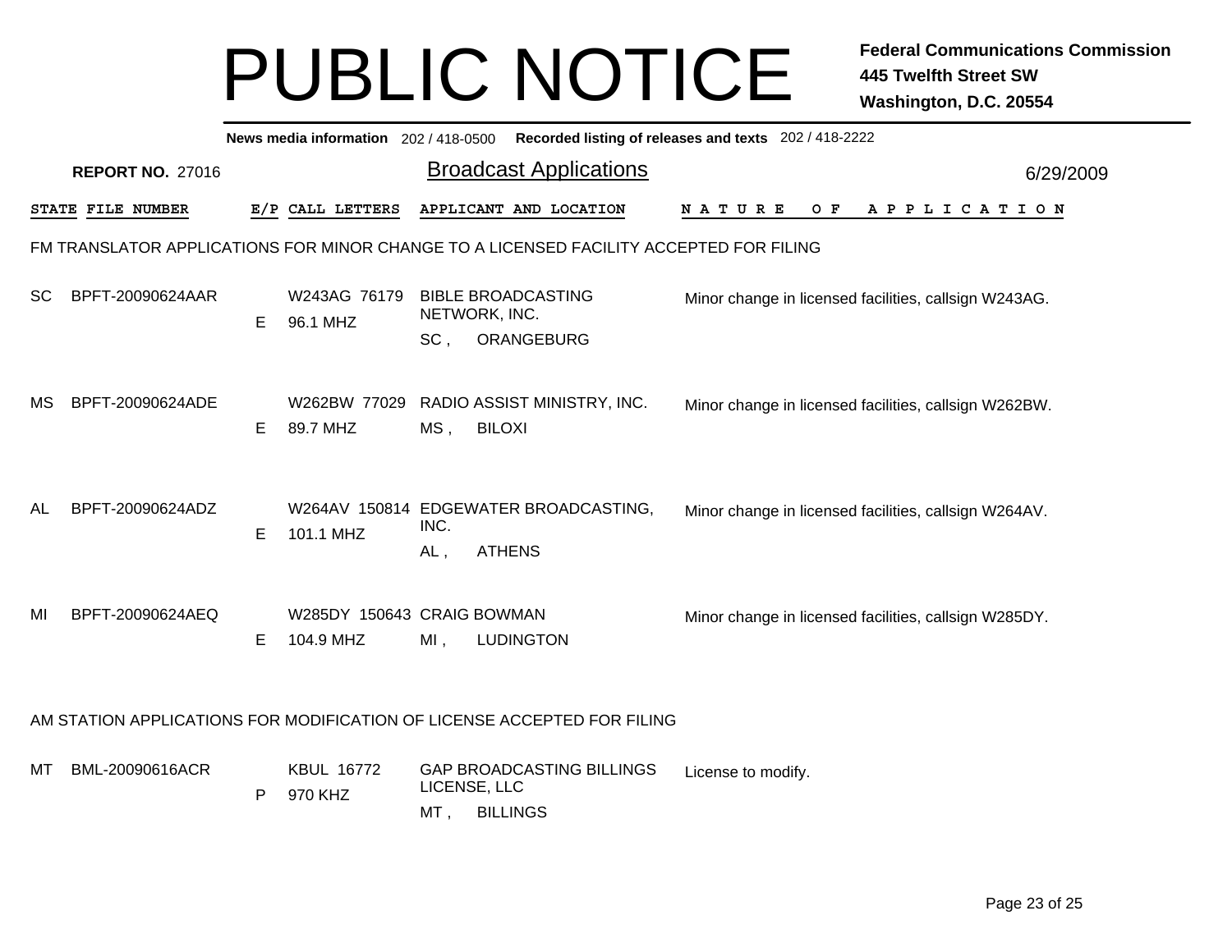# PUBLIC NOTICE

**Federal Communications Commission**
**445 Twelfth Street SW**
**Washington, D.C. 20554**

**News media information** 202 / 418-0500 **Recorded listing of releases and texts** 202 / 418-2222

**REPORT NO.** 27016

## Broadcast Applications

6/29/2009

### FM TRANSLATOR APPLICATIONS FOR MINOR CHANGE TO A LICENSED FACILITY ACCEPTED FOR FILING

| STATE | FILE NUMBER | E/P | CALL LETTERS | APPLICANT AND LOCATION | NATURE OF APPLICATION |
|---|---|---|---|---|---|
| SC | BPFT-20090624AAR | E | W243AG 76179 96.1 MHZ | BIBLE BROADCASTING NETWORK, INC. SC , ORANGEBURG | Minor change in licensed facilities, callsign W243AG. |
| MS | BPFT-20090624ADE | E | W262BW 77029 89.7 MHZ | RADIO ASSIST MINISTRY, INC. MS , BILOXI | Minor change in licensed facilities, callsign W262BW. |
| AL | BPFT-20090624ADZ | E | W264AV 150814 101.1 MHZ | EDGEWATER BROADCASTING, INC. AL , ATHENS | Minor change in licensed facilities, callsign W264AV. |
| MI | BPFT-20090624AEQ | E | W285DY 150643 104.9 MHZ | CRAIG BOWMAN MI , LUDINGTON | Minor change in licensed facilities, callsign W285DY. |

### AM STATION APPLICATIONS FOR MODIFICATION OF LICENSE ACCEPTED FOR FILING

| STATE | FILE NUMBER | E/P | CALL LETTERS | APPLICANT AND LOCATION | NATURE OF APPLICATION |
|---|---|---|---|---|---|
| MT | BML-20090616ACR | P | KBUL 16772 970 KHZ | GAP BROADCASTING BILLINGS LICENSE, LLC MT , BILLINGS | License to modify. |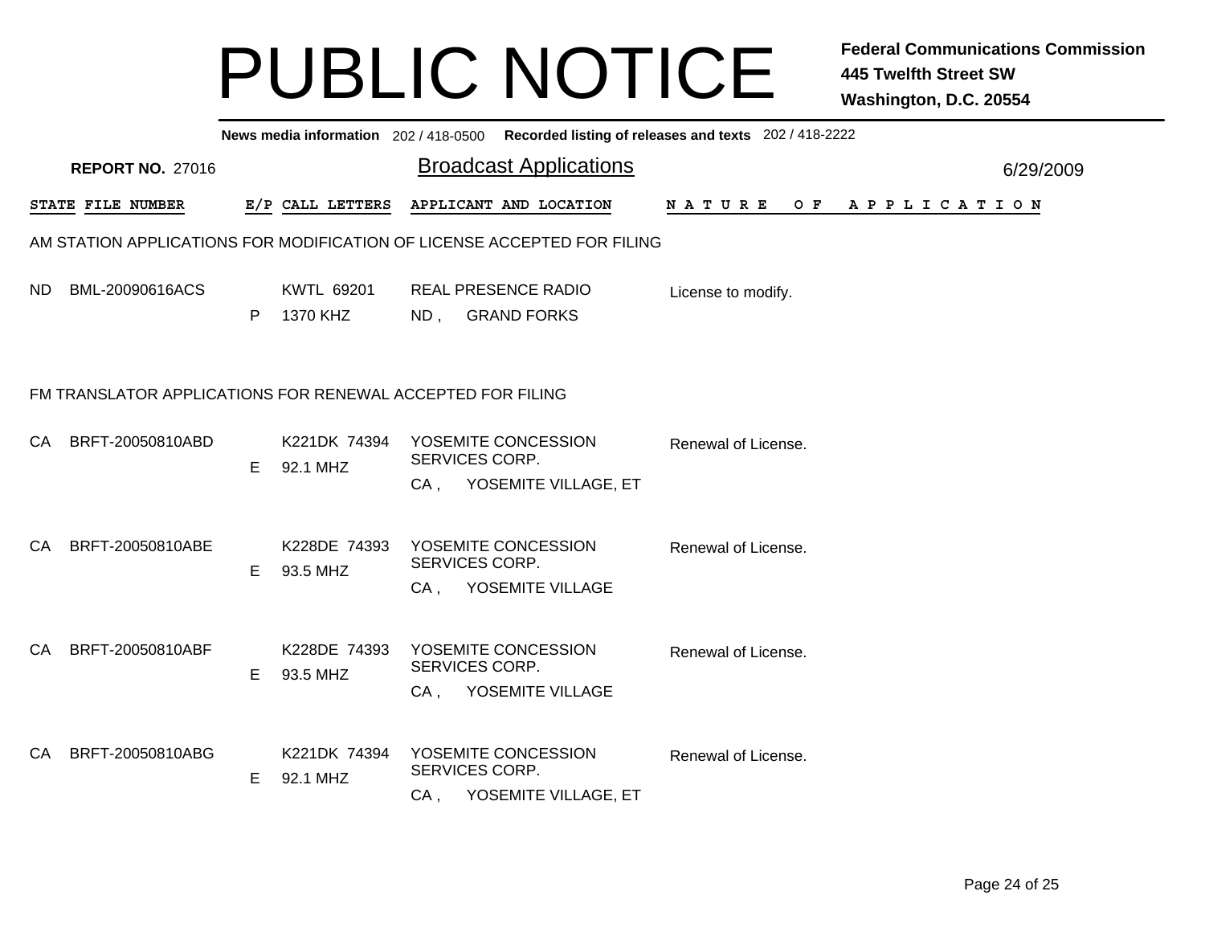# PUBLIC NOTICE

**Federal Communications Commission**
**445 Twelfth Street SW**
**Washington, D.C. 20554**

**News media information** 202 / 418-0500 **Recorded listing of releases and texts** 202 / 418-2222

**REPORT NO.** 27016

## Broadcast Applications

6/29/2009

| STATE | FILE NUMBER | E/P | CALL LETTERS | APPLICANT AND LOCATION | NATURE OF APPLICATION |
|---|---|---|---|---|---|

### AM STATION APPLICATIONS FOR MODIFICATION OF LICENSE ACCEPTED FOR FILING

| STATE | FILE NUMBER | E/P | CALL LETTERS | APPLICANT AND LOCATION | NATURE OF APPLICATION |
|---|---|---|---|---|---|
| ND | BML-20090616ACS | P | KWTL 69201<br>1370 KHZ | REAL PRESENCE RADIO<br>ND , GRAND FORKS | License to modify. |

### FM TRANSLATOR APPLICATIONS FOR RENEWAL ACCEPTED FOR FILING

| STATE | FILE NUMBER | E/P | CALL LETTERS | APPLICANT AND LOCATION | NATURE OF APPLICATION |
|---|---|---|---|---|---|
| CA | BRFT-20050810ABD | E | K221DK 74394<br>92.1 MHZ | YOSEMITE CONCESSION SERVICES CORP.<br>CA , YOSEMITE VILLAGE, ET | Renewal of License. |
| CA | BRFT-20050810ABE | E | K228DE 74393<br>93.5 MHZ | YOSEMITE CONCESSION SERVICES CORP.<br>CA , YOSEMITE VILLAGE | Renewal of License. |
| CA | BRFT-20050810ABF | E | K228DE 74393<br>93.5 MHZ | YOSEMITE CONCESSION SERVICES CORP.<br>CA , YOSEMITE VILLAGE | Renewal of License. |
| CA | BRFT-20050810ABG | E | K221DK 74394<br>92.1 MHZ | YOSEMITE CONCESSION SERVICES CORP.<br>CA , YOSEMITE VILLAGE, ET | Renewal of License. |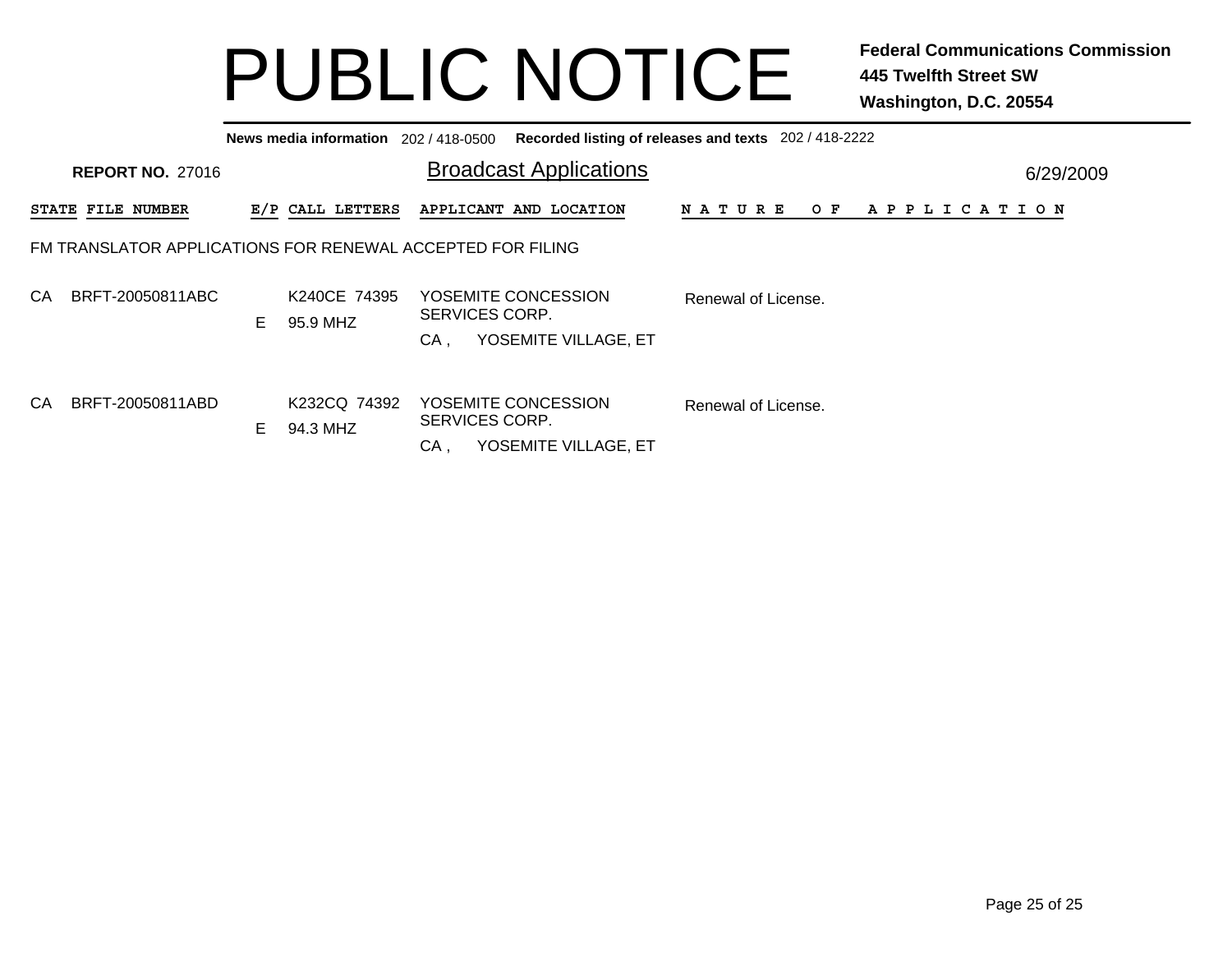# PUBLIC NOTICE

**Federal Communications Commission**
**445 Twelfth Street SW**
**Washington, D.C. 20554**

**News media information** 202 / 418-0500 **Recorded listing of releases and texts** 202 / 418-2222

**REPORT NO.** 27016

## Broadcast Applications

6/29/2009

| STATE | FILE NUMBER | E/P | CALL LETTERS | APPLICANT AND LOCATION | NATURE OF APPLICATION |
|---|---|---|---|---|---|
| | FM TRANSLATOR APPLICATIONS FOR RENEWAL ACCEPTED FOR FILING | | | | |
| CA | BRFT-20050811ABC | E | K240CE 74395<br>95.9 MHZ | YOSEMITE CONCESSION SERVICES CORP.<br>CA , YOSEMITE VILLAGE, ET | Renewal of License. |
| CA | BRFT-20050811ABD | E | K232CQ 74392<br>94.3 MHZ | YOSEMITE CONCESSION SERVICES CORP.<br>CA , YOSEMITE VILLAGE, ET | Renewal of License. |